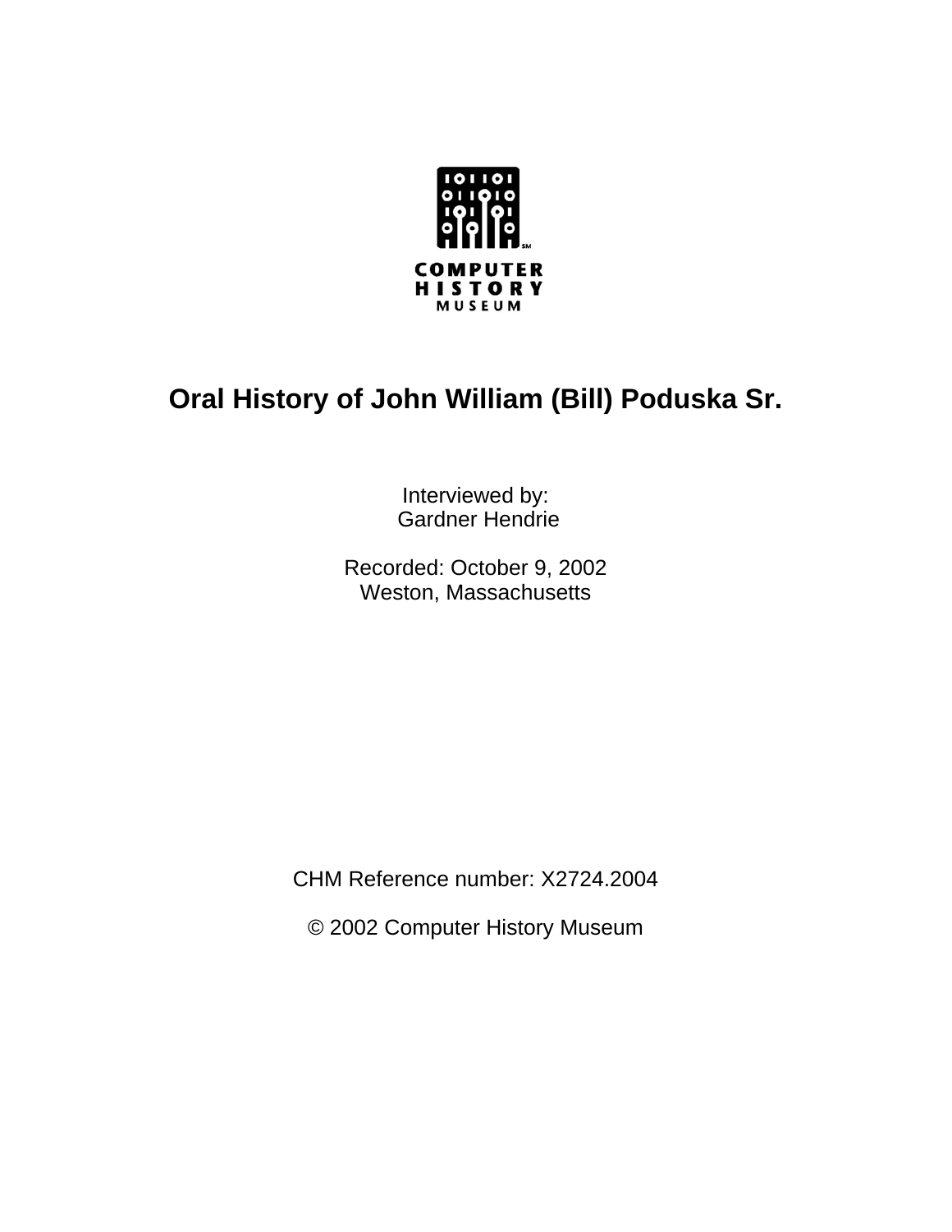COMPUTER HISTORY MUSEUM

# Oral History of John William (Bill) Poduska Sr.

Interviewed by:
Gardner Hendrie

Recorded: October 9, 2002
Weston, Massachusetts

CHM Reference number: X2724.2004

© 2002 Computer History Museum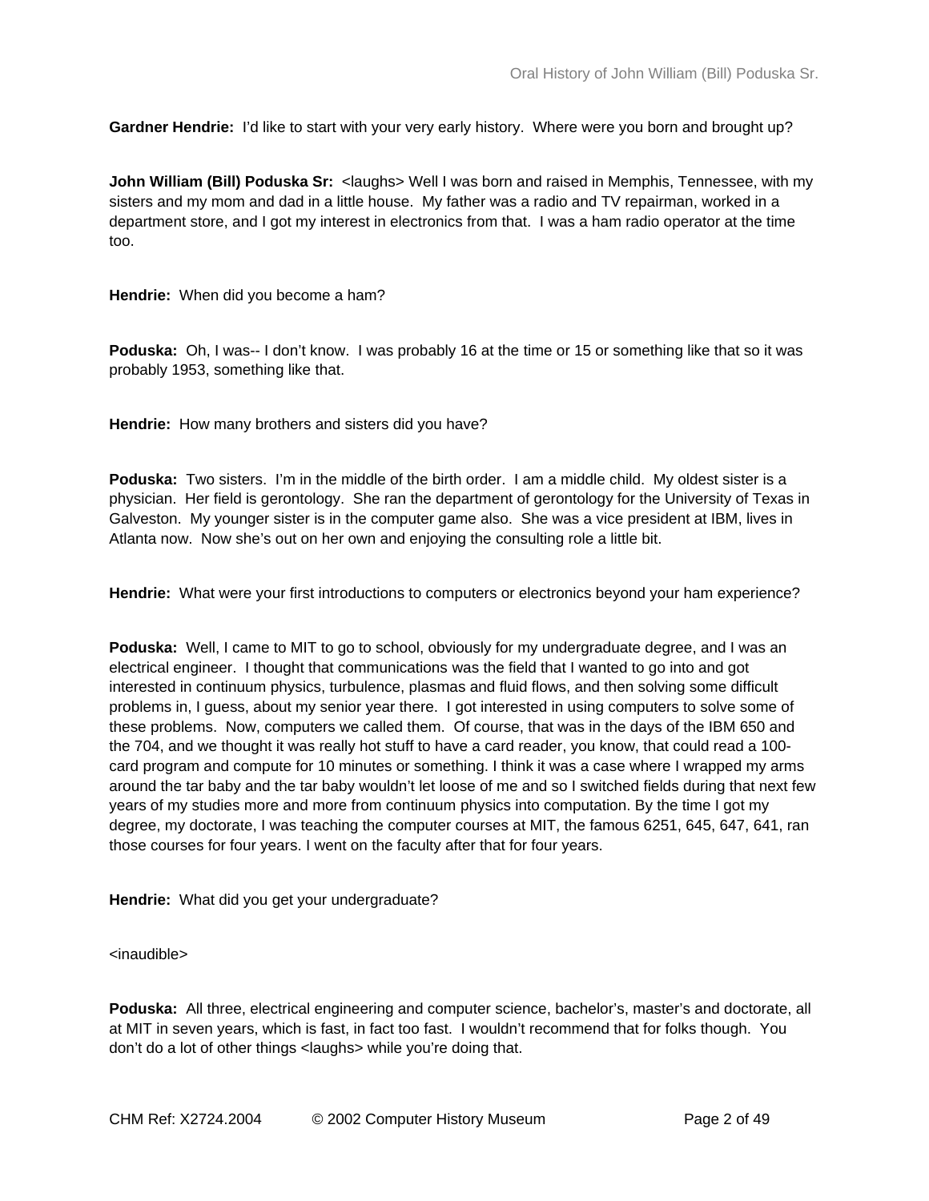**Gardner Hendrie:** I'd like to start with your very early history. Where were you born and brought up?

**John William (Bill) Poduska Sr:** <laughs> Well I was born and raised in Memphis, Tennessee, with my sisters and my mom and dad in a little house. My father was a radio and TV repairman, worked in a department store, and I got my interest in electronics from that. I was a ham radio operator at the time too.

**Hendrie:** When did you become a ham?

**Poduska:** Oh, I was-- I don't know. I was probably 16 at the time or 15 or something like that so it was probably 1953, something like that.

**Hendrie:** How many brothers and sisters did you have?

**Poduska:** Two sisters. I'm in the middle of the birth order. I am a middle child. My oldest sister is a physician. Her field is gerontology. She ran the department of gerontology for the University of Texas in Galveston. My younger sister is in the computer game also. She was a vice president at IBM, lives in Atlanta now. Now she's out on her own and enjoying the consulting role a little bit.

**Hendrie:** What were your first introductions to computers or electronics beyond your ham experience?

**Poduska:** Well, I came to MIT to go to school, obviously for my undergraduate degree, and I was an electrical engineer. I thought that communications was the field that I wanted to go into and got interested in continuum physics, turbulence, plasmas and fluid flows, and then solving some difficult problems in, I guess, about my senior year there. I got interested in using computers to solve some of these problems. Now, computers we called them. Of course, that was in the days of the IBM 650 and the 704, and we thought it was really hot stuff to have a card reader, you know, that could read a 100-card program and compute for 10 minutes or something. I think it was a case where I wrapped my arms around the tar baby and the tar baby wouldn't let loose of me and so I switched fields during that next few years of my studies more and more from continuum physics into computation. By the time I got my degree, my doctorate, I was teaching the computer courses at MIT, the famous 6251, 645, 647, 641, ran those courses for four years. I went on the faculty after that for four years.

**Hendrie:** What did you get your undergraduate?

<inaudible>

**Poduska:** All three, electrical engineering and computer science, bachelor's, master's and doctorate, all at MIT in seven years, which is fast, in fact too fast. I wouldn't recommend that for folks though. You don't do a lot of other things <laughs> while you're doing that.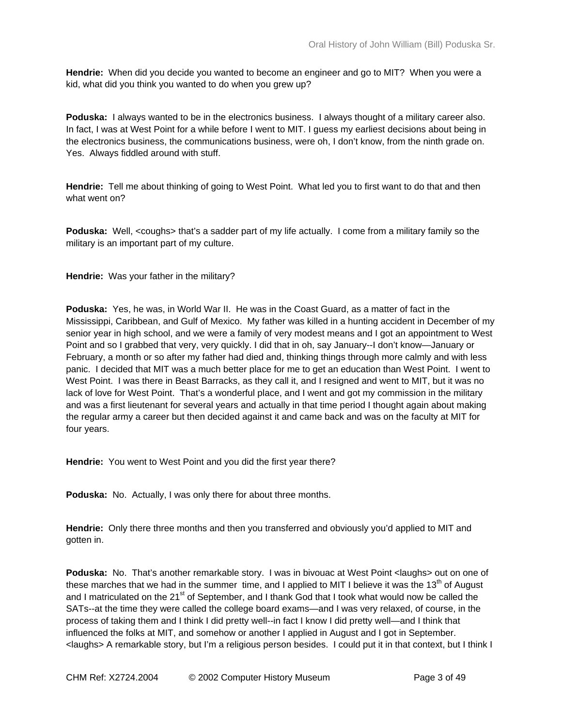**Hendrie:** When did you decide you wanted to become an engineer and go to MIT? When you were a kid, what did you think you wanted to do when you grew up?

**Poduska:** I always wanted to be in the electronics business. I always thought of a military career also. In fact, I was at West Point for a while before I went to MIT. I guess my earliest decisions about being in the electronics business, the communications business, were oh, I don't know, from the ninth grade on. Yes. Always fiddled around with stuff.

**Hendrie:** Tell me about thinking of going to West Point. What led you to first want to do that and then what went on?

**Poduska:** Well, <coughs> that's a sadder part of my life actually. I come from a military family so the military is an important part of my culture.

**Hendrie:** Was your father in the military?

**Poduska:** Yes, he was, in World War II. He was in the Coast Guard, as a matter of fact in the Mississippi, Caribbean, and Gulf of Mexico. My father was killed in a hunting accident in December of my senior year in high school, and we were a family of very modest means and I got an appointment to West Point and so I grabbed that very, very quickly. I did that in oh, say January--I don't know—January or February, a month or so after my father had died and, thinking things through more calmly and with less panic. I decided that MIT was a much better place for me to get an education than West Point. I went to West Point. I was there in Beast Barracks, as they call it, and I resigned and went to MIT, but it was no lack of love for West Point. That's a wonderful place, and I went and got my commission in the military and was a first lieutenant for several years and actually in that time period I thought again about making the regular army a career but then decided against it and came back and was on the faculty at MIT for four years.

**Hendrie:** You went to West Point and you did the first year there?

**Poduska:** No. Actually, I was only there for about three months.

**Hendrie:** Only there three months and then you transferred and obviously you'd applied to MIT and gotten in.

**Poduska:** No. That's another remarkable story. I was in bivouac at West Point <laughs> out on one of these marches that we had in the summer time, and I applied to MIT I believe it was the 13th of August and I matriculated on the 21st of September, and I thank God that I took what would now be called the SATs--at the time they were called the college board exams—and I was very relaxed, of course, in the process of taking them and I think I did pretty well--in fact I know I did pretty well—and I think that influenced the folks at MIT, and somehow or another I applied in August and I got in September. <laughs> A remarkable story, but I'm a religious person besides. I could put it in that context, but I think I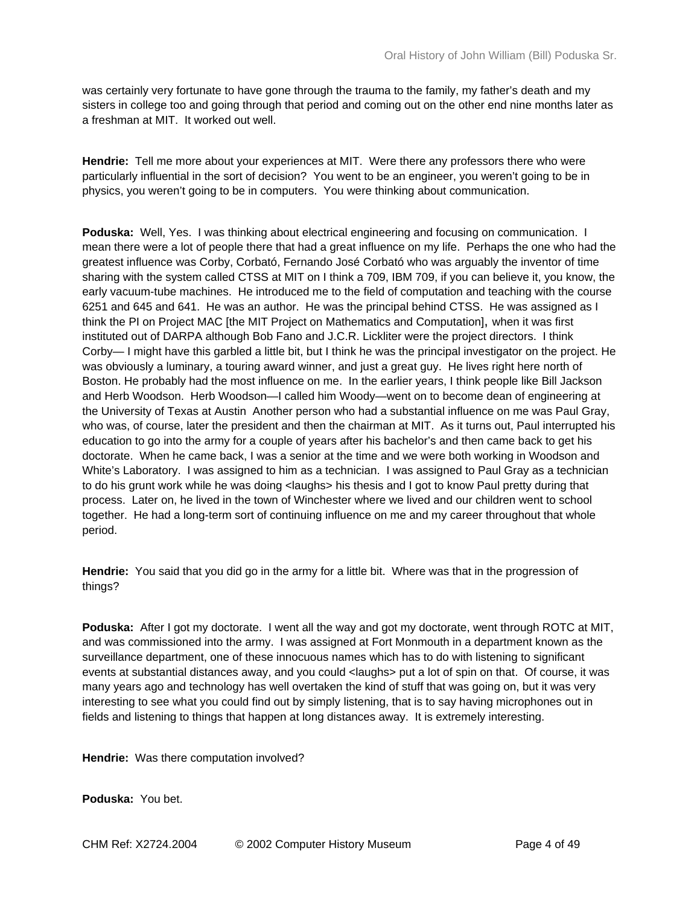was certainly very fortunate to have gone through the trauma to the family, my father's death and my sisters in college too and going through that period and coming out on the other end nine months later as a freshman at MIT. It worked out well.

**Hendrie:** Tell me more about your experiences at MIT. Were there any professors there who were particularly influential in the sort of decision? You went to be an engineer, you weren't going to be in physics, you weren't going to be in computers. You were thinking about communication.

**Poduska:** Well, Yes. I was thinking about electrical engineering and focusing on communication. I mean there were a lot of people there that had a great influence on my life. Perhaps the one who had the greatest influence was Corby, Corbató, Fernando José Corbató who was arguably the inventor of time sharing with the system called CTSS at MIT on I think a 709, IBM 709, if you can believe it, you know, the early vacuum-tube machines. He introduced me to the field of computation and teaching with the course 6251 and 645 and 641. He was an author. He was the principal behind CTSS. He was assigned as I think the PI on Project MAC [the MIT Project on Mathematics and Computation], when it was first instituted out of DARPA although Bob Fano and J.C.R. Lickliter were the project directors. I think Corby— I might have this garbled a little bit, but I think he was the principal investigator on the project. He was obviously a luminary, a touring award winner, and just a great guy. He lives right here north of Boston. He probably had the most influence on me. In the earlier years, I think people like Bill Jackson and Herb Woodson. Herb Woodson—I called him Woody—went on to become dean of engineering at the University of Texas at Austin Another person who had a substantial influence on me was Paul Gray, who was, of course, later the president and then the chairman at MIT. As it turns out, Paul interrupted his education to go into the army for a couple of years after his bachelor's and then came back to get his doctorate. When he came back, I was a senior at the time and we were both working in Woodson and White's Laboratory. I was assigned to him as a technician. I was assigned to Paul Gray as a technician to do his grunt work while he was doing <laughs> his thesis and I got to know Paul pretty during that process. Later on, he lived in the town of Winchester where we lived and our children went to school together. He had a long-term sort of continuing influence on me and my career throughout that whole period.

**Hendrie:** You said that you did go in the army for a little bit. Where was that in the progression of things?

**Poduska:** After I got my doctorate. I went all the way and got my doctorate, went through ROTC at MIT, and was commissioned into the army. I was assigned at Fort Monmouth in a department known as the surveillance department, one of these innocuous names which has to do with listening to significant events at substantial distances away, and you could <laughs> put a lot of spin on that. Of course, it was many years ago and technology has well overtaken the kind of stuff that was going on, but it was very interesting to see what you could find out by simply listening, that is to say having microphones out in fields and listening to things that happen at long distances away. It is extremely interesting.

**Hendrie:** Was there computation involved?

**Poduska:** You bet.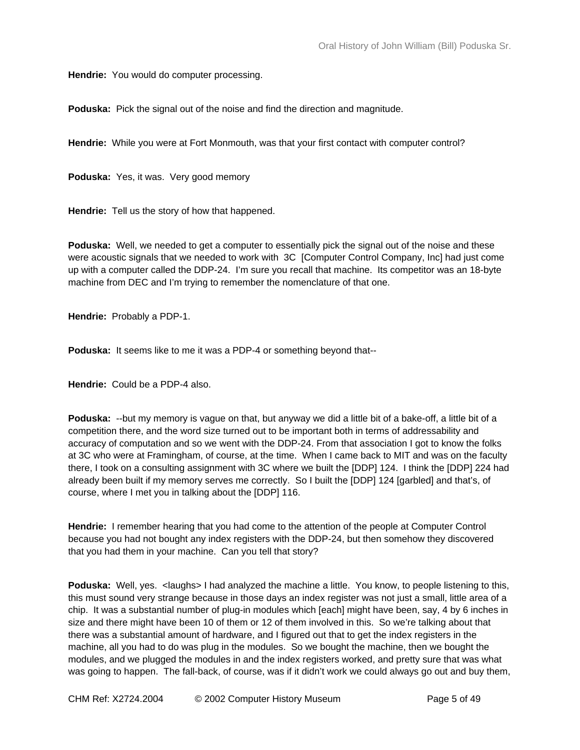**Hendrie:** You would do computer processing.

**Poduska:** Pick the signal out of the noise and find the direction and magnitude.

**Hendrie:** While you were at Fort Monmouth, was that your first contact with computer control?

**Poduska:** Yes, it was. Very good memory

**Hendrie:** Tell us the story of how that happened.

**Poduska:** Well, we needed to get a computer to essentially pick the signal out of the noise and these were acoustic signals that we needed to work with 3C [Computer Control Company, Inc] had just come up with a computer called the DDP-24. I'm sure you recall that machine. Its competitor was an 18-byte machine from DEC and I'm trying to remember the nomenclature of that one.

**Hendrie:** Probably a PDP-1.

**Poduska:** It seems like to me it was a PDP-4 or something beyond that--

**Hendrie:** Could be a PDP-4 also.

**Poduska:** --but my memory is vague on that, but anyway we did a little bit of a bake-off, a little bit of a competition there, and the word size turned out to be important both in terms of addressability and accuracy of computation and so we went with the DDP-24. From that association I got to know the folks at 3C who were at Framingham, of course, at the time. When I came back to MIT and was on the faculty there, I took on a consulting assignment with 3C where we built the [DDP] 124. I think the [DDP] 224 had already been built if my memory serves me correctly. So I built the [DDP] 124 [garbled] and that's, of course, where I met you in talking about the [DDP] 116.

**Hendrie:** I remember hearing that you had come to the attention of the people at Computer Control because you had not bought any index registers with the DDP-24, but then somehow they discovered that you had them in your machine. Can you tell that story?

**Poduska:** Well, yes. <laughs> I had analyzed the machine a little. You know, to people listening to this, this must sound very strange because in those days an index register was not just a small, little area of a chip. It was a substantial number of plug-in modules which [each] might have been, say, 4 by 6 inches in size and there might have been 10 of them or 12 of them involved in this. So we're talking about that there was a substantial amount of hardware, and I figured out that to get the index registers in the machine, all you had to do was plug in the modules. So we bought the machine, then we bought the modules, and we plugged the modules in and the index registers worked, and pretty sure that was what was going to happen. The fall-back, of course, was if it didn't work we could always go out and buy them,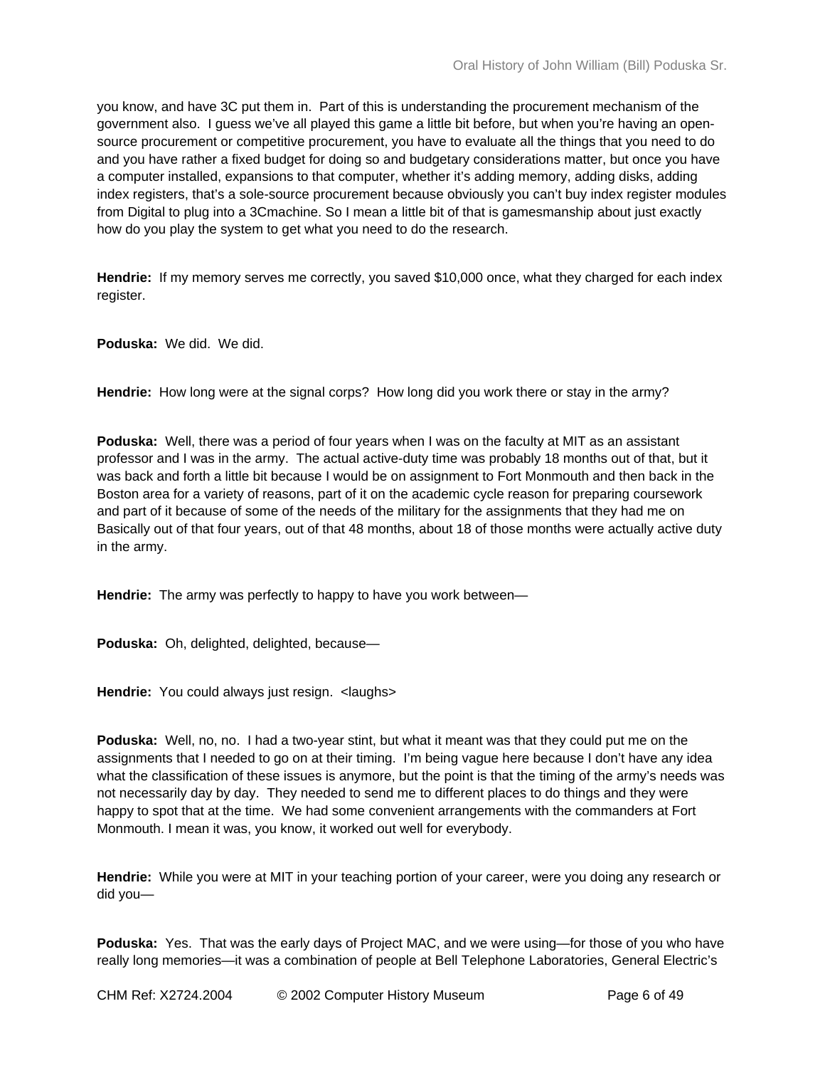you know, and have 3C put them in. Part of this is understanding the procurement mechanism of the government also. I guess we've all played this game a little bit before, but when you're having an open-source procurement or competitive procurement, you have to evaluate all the things that you need to do and you have rather a fixed budget for doing so and budgetary considerations matter, but once you have a computer installed, expansions to that computer, whether it's adding memory, adding disks, adding index registers, that's a sole-source procurement because obviously you can't buy index register modules from Digital to plug into a 3Cmachine. So I mean a little bit of that is gamesmanship about just exactly how do you play the system to get what you need to do the research.

**Hendrie:** If my memory serves me correctly, you saved $10,000 once, what they charged for each index register.

**Poduska:** We did. We did.

**Hendrie:** How long were at the signal corps? How long did you work there or stay in the army?

**Poduska:** Well, there was a period of four years when I was on the faculty at MIT as an assistant professor and I was in the army. The actual active-duty time was probably 18 months out of that, but it was back and forth a little bit because I would be on assignment to Fort Monmouth and then back in the Boston area for a variety of reasons, part of it on the academic cycle reason for preparing coursework and part of it because of some of the needs of the military for the assignments that they had me on Basically out of that four years, out of that 48 months, about 18 of those months were actually active duty in the army.

**Hendrie:** The army was perfectly to happy to have you work between—

**Poduska:** Oh, delighted, delighted, because—

**Hendrie:** You could always just resign. <laughs>

**Poduska:** Well, no, no. I had a two-year stint, but what it meant was that they could put me on the assignments that I needed to go on at their timing. I'm being vague here because I don't have any idea what the classification of these issues is anymore, but the point is that the timing of the army's needs was not necessarily day by day. They needed to send me to different places to do things and they were happy to spot that at the time. We had some convenient arrangements with the commanders at Fort Monmouth. I mean it was, you know, it worked out well for everybody.

**Hendrie:** While you were at MIT in your teaching portion of your career, were you doing any research or did you—

**Poduska:** Yes. That was the early days of Project MAC, and we were using—for those of you who have really long memories—it was a combination of people at Bell Telephone Laboratories, General Electric's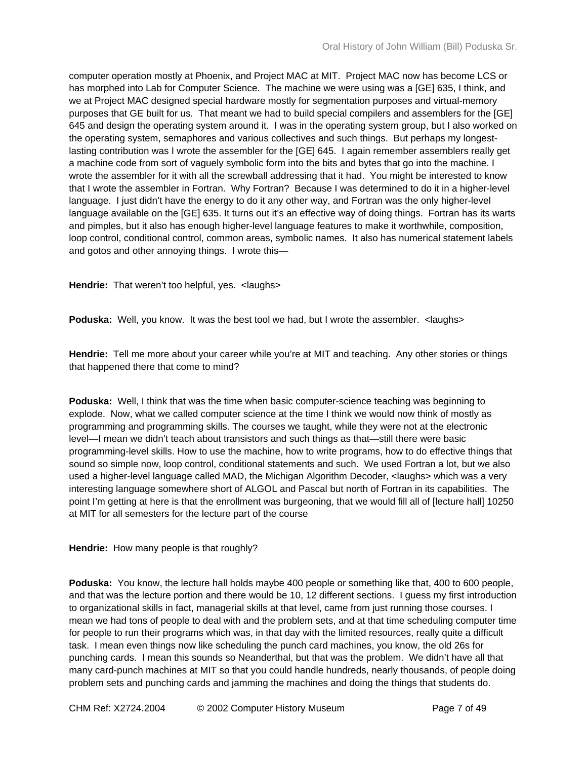computer operation mostly at Phoenix, and Project MAC at MIT. Project MAC now has become LCS or has morphed into Lab for Computer Science. The machine we were using was a [GE] 635, I think, and we at Project MAC designed special hardware mostly for segmentation purposes and virtual-memory purposes that GE built for us. That meant we had to build special compilers and assemblers for the [GE] 645 and design the operating system around it. I was in the operating system group, but I also worked on the operating system, semaphores and various collectives and such things. But perhaps my longest-lasting contribution was I wrote the assembler for the [GE] 645. I again remember assemblers really get a machine code from sort of vaguely symbolic form into the bits and bytes that go into the machine. I wrote the assembler for it with all the screwball addressing that it had. You might be interested to know that I wrote the assembler in Fortran. Why Fortran? Because I was determined to do it in a higher-level language. I just didn't have the energy to do it any other way, and Fortran was the only higher-level language available on the [GE] 635. It turns out it's an effective way of doing things. Fortran has its warts and pimples, but it also has enough higher-level language features to make it worthwhile, composition, loop control, conditional control, common areas, symbolic names. It also has numerical statement labels and gotos and other annoying things. I wrote this—

**Hendrie:** That weren't too helpful, yes. <laughs>

**Poduska:** Well, you know. It was the best tool we had, but I wrote the assembler. <laughs>

**Hendrie:** Tell me more about your career while you're at MIT and teaching. Any other stories or things that happened there that come to mind?

**Poduska:** Well, I think that was the time when basic computer-science teaching was beginning to explode. Now, what we called computer science at the time I think we would now think of mostly as programming and programming skills. The courses we taught, while they were not at the electronic level—I mean we didn't teach about transistors and such things as that—still there were basic programming-level skills. How to use the machine, how to write programs, how to do effective things that sound so simple now, loop control, conditional statements and such. We used Fortran a lot, but we also used a higher-level language called MAD, the Michigan Algorithm Decoder, <laughs> which was a very interesting language somewhere short of ALGOL and Pascal but north of Fortran in its capabilities. The point I'm getting at here is that the enrollment was burgeoning, that we would fill all of [lecture hall] 10250 at MIT for all semesters for the lecture part of the course

**Hendrie:** How many people is that roughly?

**Poduska:** You know, the lecture hall holds maybe 400 people or something like that, 400 to 600 people, and that was the lecture portion and there would be 10, 12 different sections. I guess my first introduction to organizational skills in fact, managerial skills at that level, came from just running those courses. I mean we had tons of people to deal with and the problem sets, and at that time scheduling computer time for people to run their programs which was, in that day with the limited resources, really quite a difficult task. I mean even things now like scheduling the punch card machines, you know, the old 26s for punching cards. I mean this sounds so Neanderthal, but that was the problem. We didn't have all that many card-punch machines at MIT so that you could handle hundreds, nearly thousands, of people doing problem sets and punching cards and jamming the machines and doing the things that students do.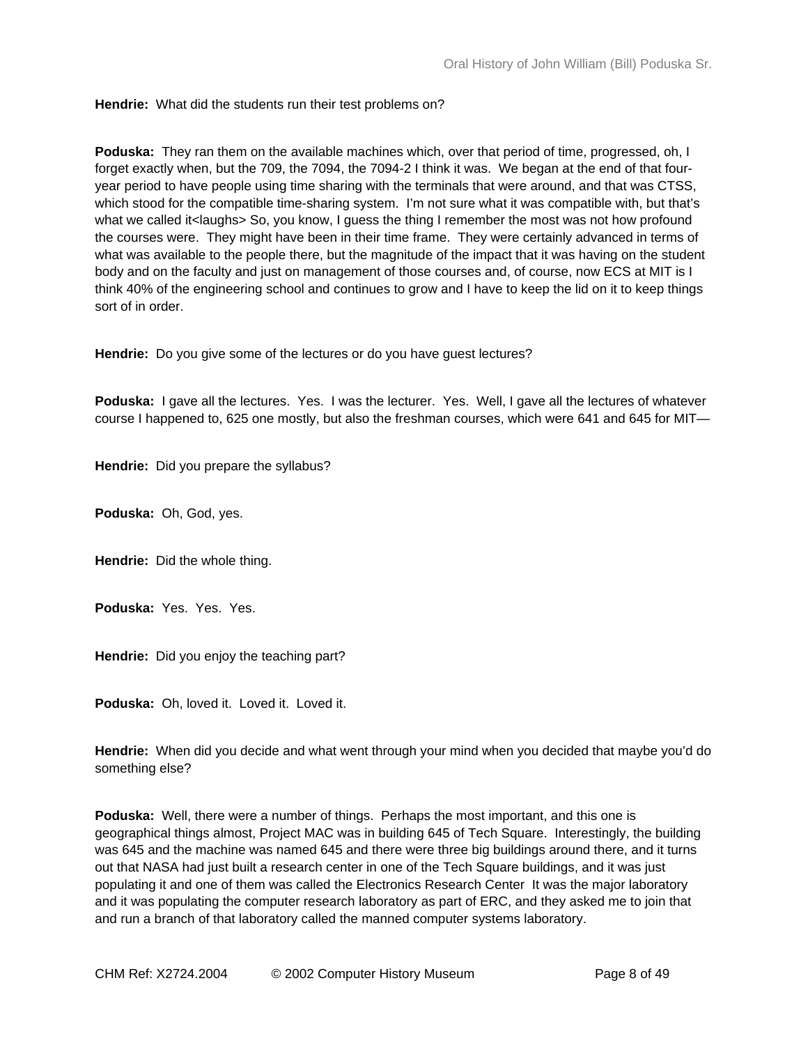**Hendrie:** What did the students run their test problems on?

**Poduska:** They ran them on the available machines which, over that period of time, progressed, oh, I forget exactly when, but the 709, the 7094, the 7094-2 I think it was. We began at the end of that four-year period to have people using time sharing with the terminals that were around, and that was CTSS, which stood for the compatible time-sharing system. I'm not sure what it was compatible with, but that's what we called it<laughs> So, you know, I guess the thing I remember the most was not how profound the courses were. They might have been in their time frame. They were certainly advanced in terms of what was available to the people there, but the magnitude of the impact that it was having on the student body and on the faculty and just on management of those courses and, of course, now ECS at MIT is I think 40% of the engineering school and continues to grow and I have to keep the lid on it to keep things sort of in order.

**Hendrie:** Do you give some of the lectures or do you have guest lectures?

**Poduska:** I gave all the lectures. Yes. I was the lecturer. Yes. Well, I gave all the lectures of whatever course I happened to, 625 one mostly, but also the freshman courses, which were 641 and 645 for MIT—

**Hendrie:** Did you prepare the syllabus?

**Poduska:** Oh, God, yes.

**Hendrie:** Did the whole thing.

**Poduska:** Yes. Yes. Yes.

**Hendrie:** Did you enjoy the teaching part?

**Poduska:** Oh, loved it. Loved it. Loved it.

**Hendrie:** When did you decide and what went through your mind when you decided that maybe you'd do something else?

**Poduska:** Well, there were a number of things. Perhaps the most important, and this one is geographical things almost, Project MAC was in building 645 of Tech Square. Interestingly, the building was 645 and the machine was named 645 and there were three big buildings around there, and it turns out that NASA had just built a research center in one of the Tech Square buildings, and it was just populating it and one of them was called the Electronics Research Center It was the major laboratory and it was populating the computer research laboratory as part of ERC, and they asked me to join that and run a branch of that laboratory called the manned computer systems laboratory.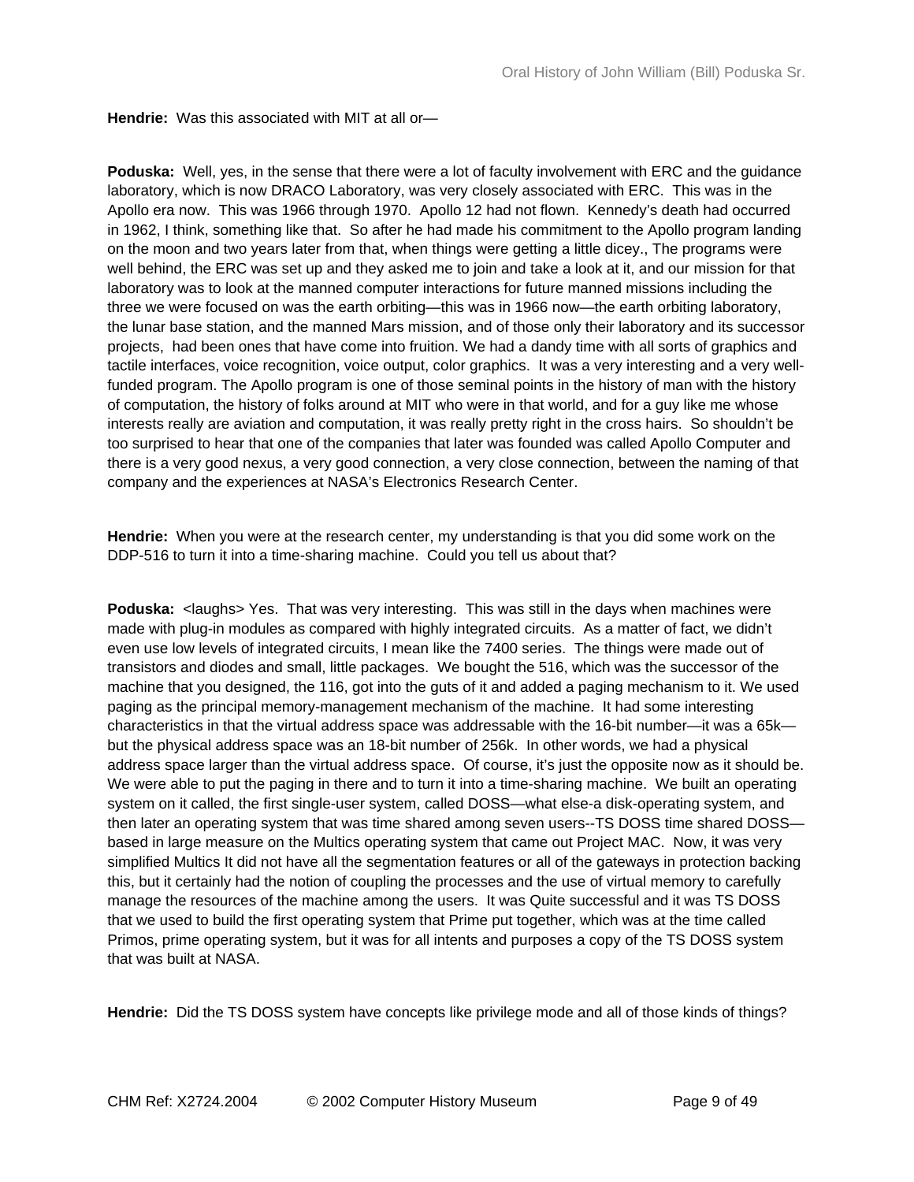**Hendrie:** Was this associated with MIT at all or—

**Poduska:** Well, yes, in the sense that there were a lot of faculty involvement with ERC and the guidance laboratory, which is now DRACO Laboratory, was very closely associated with ERC. This was in the Apollo era now. This was 1966 through 1970. Apollo 12 had not flown. Kennedy's death had occurred in 1962, I think, something like that. So after he had made his commitment to the Apollo program landing on the moon and two years later from that, when things were getting a little dicey., The programs were well behind, the ERC was set up and they asked me to join and take a look at it, and our mission for that laboratory was to look at the manned computer interactions for future manned missions including the three we were focused on was the earth orbiting—this was in 1966 now—the earth orbiting laboratory, the lunar base station, and the manned Mars mission, and of those only their laboratory and its successor projects, had been ones that have come into fruition. We had a dandy time with all sorts of graphics and tactile interfaces, voice recognition, voice output, color graphics. It was a very interesting and a very well-funded program. The Apollo program is one of those seminal points in the history of man with the history of computation, the history of folks around at MIT who were in that world, and for a guy like me whose interests really are aviation and computation, it was really pretty right in the cross hairs. So shouldn't be too surprised to hear that one of the companies that later was founded was called Apollo Computer and there is a very good nexus, a very good connection, a very close connection, between the naming of that company and the experiences at NASA's Electronics Research Center.

**Hendrie:** When you were at the research center, my understanding is that you did some work on the DDP-516 to turn it into a time-sharing machine. Could you tell us about that?

**Poduska:** <laughs> Yes. That was very interesting. This was still in the days when machines were made with plug-in modules as compared with highly integrated circuits. As a matter of fact, we didn't even use low levels of integrated circuits, I mean like the 7400 series. The things were made out of transistors and diodes and small, little packages. We bought the 516, which was the successor of the machine that you designed, the 116, got into the guts of it and added a paging mechanism to it. We used paging as the principal memory-management mechanism of the machine. It had some interesting characteristics in that the virtual address space was addressable with the 16-bit number—it was a 65k—but the physical address space was an 18-bit number of 256k. In other words, we had a physical address space larger than the virtual address space. Of course, it's just the opposite now as it should be. We were able to put the paging in there and to turn it into a time-sharing machine. We built an operating system on it called, the first single-user system, called DOSS—what else-a disk-operating system, and then later an operating system that was time shared among seven users--TS DOSS time shared DOSS—based in large measure on the Multics operating system that came out Project MAC. Now, it was very simplified Multics It did not have all the segmentation features or all of the gateways in protection backing this, but it certainly had the notion of coupling the processes and the use of virtual memory to carefully manage the resources of the machine among the users. It was Quite successful and it was TS DOSS that we used to build the first operating system that Prime put together, which was at the time called Primos, prime operating system, but it was for all intents and purposes a copy of the TS DOSS system that was built at NASA.

**Hendrie:** Did the TS DOSS system have concepts like privilege mode and all of those kinds of things?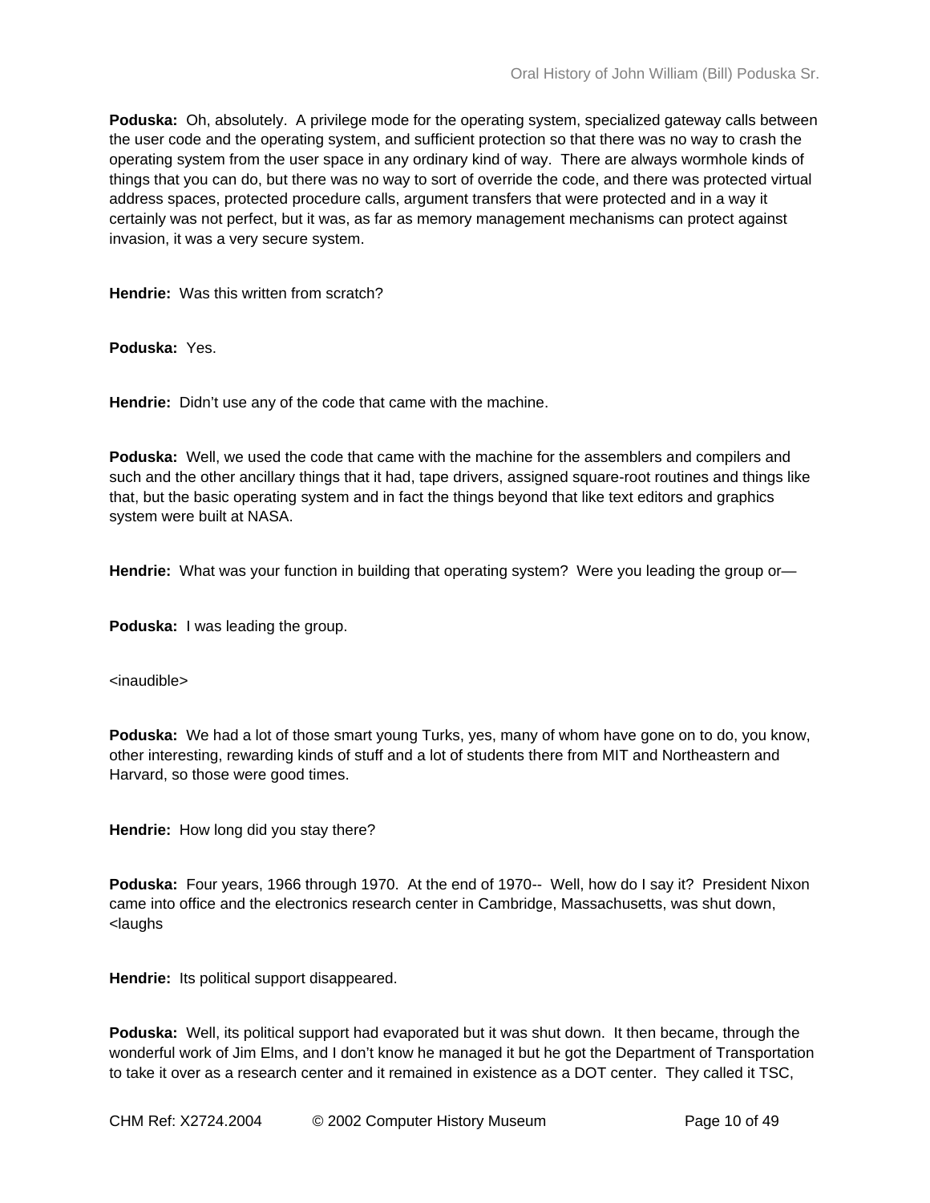**Poduska:** Oh, absolutely. A privilege mode for the operating system, specialized gateway calls between the user code and the operating system, and sufficient protection so that there was no way to crash the operating system from the user space in any ordinary kind of way. There are always wormhole kinds of things that you can do, but there was no way to sort of override the code, and there was protected virtual address spaces, protected procedure calls, argument transfers that were protected and in a way it certainly was not perfect, but it was, as far as memory management mechanisms can protect against invasion, it was a very secure system.

**Hendrie:** Was this written from scratch?

**Poduska:** Yes.

**Hendrie:** Didn't use any of the code that came with the machine.

**Poduska:** Well, we used the code that came with the machine for the assemblers and compilers and such and the other ancillary things that it had, tape drivers, assigned square-root routines and things like that, but the basic operating system and in fact the things beyond that like text editors and graphics system were built at NASA.

**Hendrie:** What was your function in building that operating system? Were you leading the group or—

**Poduska:** I was leading the group.

<inaudible>

**Poduska:** We had a lot of those smart young Turks, yes, many of whom have gone on to do, you know, other interesting, rewarding kinds of stuff and a lot of students there from MIT and Northeastern and Harvard, so those were good times.

**Hendrie:** How long did you stay there?

**Poduska:** Four years, 1966 through 1970. At the end of 1970-- Well, how do I say it? President Nixon came into office and the electronics research center in Cambridge, Massachusetts, was shut down, <laughs

**Hendrie:** Its political support disappeared.

**Poduska:** Well, its political support had evaporated but it was shut down. It then became, through the wonderful work of Jim Elms, and I don't know he managed it but he got the Department of Transportation to take it over as a research center and it remained in existence as a DOT center. They called it TSC,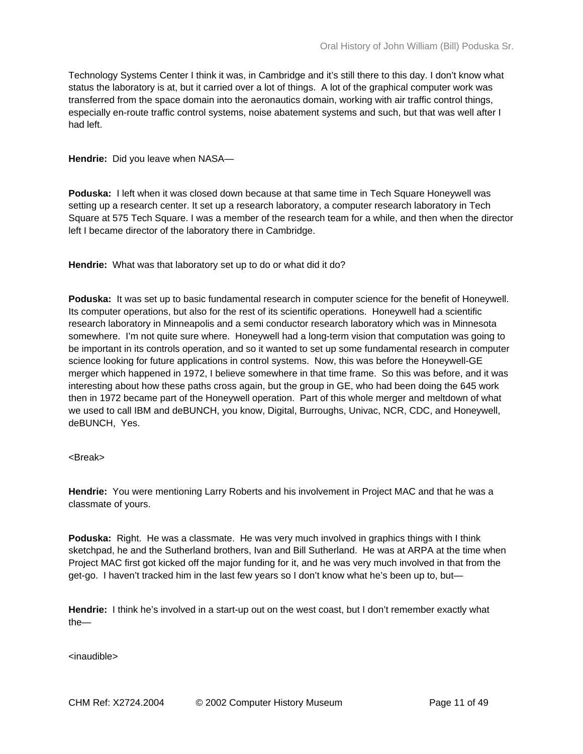Technology Systems Center I think it was, in Cambridge and it's still there to this day. I don't know what status the laboratory is at, but it carried over a lot of things. A lot of the graphical computer work was transferred from the space domain into the aeronautics domain, working with air traffic control things, especially en-route traffic control systems, noise abatement systems and such, but that was well after I had left.

**Hendrie:** Did you leave when NASA—

**Poduska:** I left when it was closed down because at that same time in Tech Square Honeywell was setting up a research center. It set up a research laboratory, a computer research laboratory in Tech Square at 575 Tech Square. I was a member of the research team for a while, and then when the director left I became director of the laboratory there in Cambridge.

**Hendrie:** What was that laboratory set up to do or what did it do?

**Poduska:** It was set up to basic fundamental research in computer science for the benefit of Honeywell. Its computer operations, but also for the rest of its scientific operations. Honeywell had a scientific research laboratory in Minneapolis and a semi conductor research laboratory which was in Minnesota somewhere. I'm not quite sure where. Honeywell had a long-term vision that computation was going to be important in its controls operation, and so it wanted to set up some fundamental research in computer science looking for future applications in control systems. Now, this was before the Honeywell-GE merger which happened in 1972, I believe somewhere in that time frame. So this was before, and it was interesting about how these paths cross again, but the group in GE, who had been doing the 645 work then in 1972 became part of the Honeywell operation. Part of this whole merger and meltdown of what we used to call IBM and deBUNCH, you know, Digital, Burroughs, Univac, NCR, CDC, and Honeywell, deBUNCH, Yes.

<Break>

**Hendrie:** You were mentioning Larry Roberts and his involvement in Project MAC and that he was a classmate of yours.

**Poduska:** Right. He was a classmate. He was very much involved in graphics things with I think sketchpad, he and the Sutherland brothers, Ivan and Bill Sutherland. He was at ARPA at the time when Project MAC first got kicked off the major funding for it, and he was very much involved in that from the get-go. I haven't tracked him in the last few years so I don't know what he's been up to, but—

**Hendrie:** I think he's involved in a start-up out on the west coast, but I don't remember exactly what the—

<inaudible>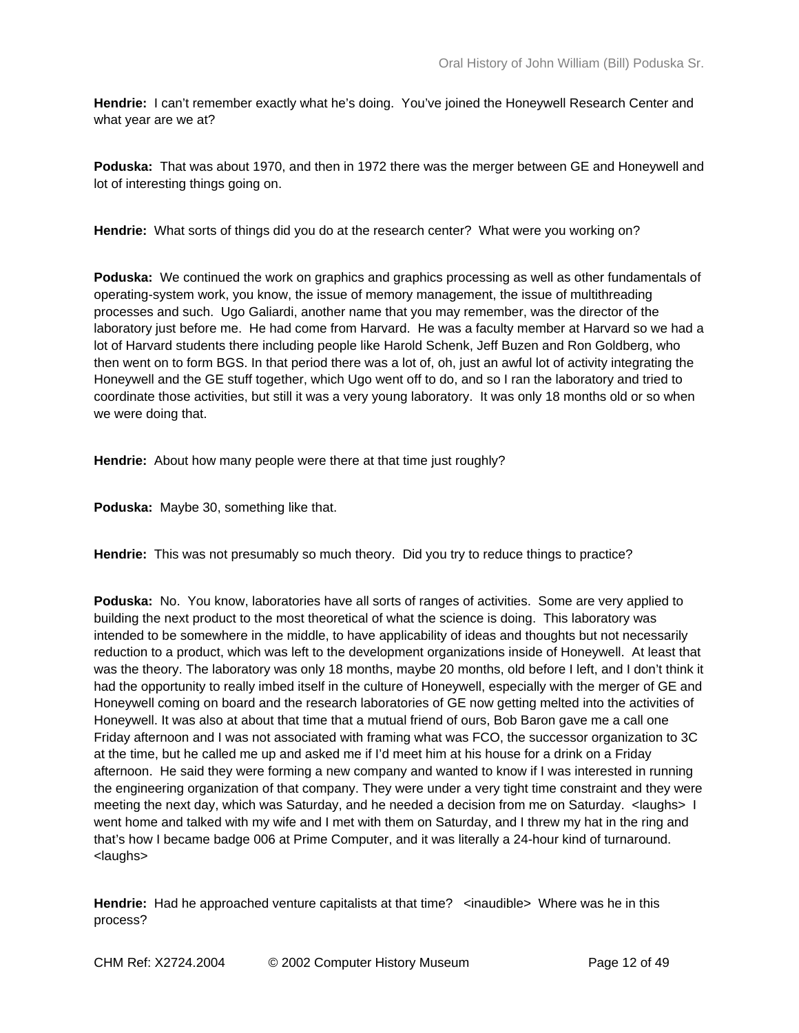**Hendrie:** I can't remember exactly what he's doing. You've joined the Honeywell Research Center and what year are we at?

**Poduska:** That was about 1970, and then in 1972 there was the merger between GE and Honeywell and lot of interesting things going on.

**Hendrie:** What sorts of things did you do at the research center? What were you working on?

**Poduska:** We continued the work on graphics and graphics processing as well as other fundamentals of operating-system work, you know, the issue of memory management, the issue of multithreading processes and such. Ugo Galiardi, another name that you may remember, was the director of the laboratory just before me. He had come from Harvard. He was a faculty member at Harvard so we had a lot of Harvard students there including people like Harold Schenk, Jeff Buzen and Ron Goldberg, who then went on to form BGS. In that period there was a lot of, oh, just an awful lot of activity integrating the Honeywell and the GE stuff together, which Ugo went off to do, and so I ran the laboratory and tried to coordinate those activities, but still it was a very young laboratory. It was only 18 months old or so when we were doing that.

**Hendrie:** About how many people were there at that time just roughly?

**Poduska:** Maybe 30, something like that.

**Hendrie:** This was not presumably so much theory. Did you try to reduce things to practice?

**Poduska:** No. You know, laboratories have all sorts of ranges of activities. Some are very applied to building the next product to the most theoretical of what the science is doing. This laboratory was intended to be somewhere in the middle, to have applicability of ideas and thoughts but not necessarily reduction to a product, which was left to the development organizations inside of Honeywell. At least that was the theory. The laboratory was only 18 months, maybe 20 months, old before I left, and I don't think it had the opportunity to really imbed itself in the culture of Honeywell, especially with the merger of GE and Honeywell coming on board and the research laboratories of GE now getting melted into the activities of Honeywell. It was also at about that time that a mutual friend of ours, Bob Baron gave me a call one Friday afternoon and I was not associated with framing what was FCO, the successor organization to 3C at the time, but he called me up and asked me if I'd meet him at his house for a drink on a Friday afternoon. He said they were forming a new company and wanted to know if I was interested in running the engineering organization of that company. They were under a very tight time constraint and they were meeting the next day, which was Saturday, and he needed a decision from me on Saturday. <laughs> I went home and talked with my wife and I met with them on Saturday, and I threw my hat in the ring and that's how I became badge 006 at Prime Computer, and it was literally a 24-hour kind of turnaround. <laughs>

**Hendrie:** Had he approached venture capitalists at that time? <inaudible> Where was he in this process?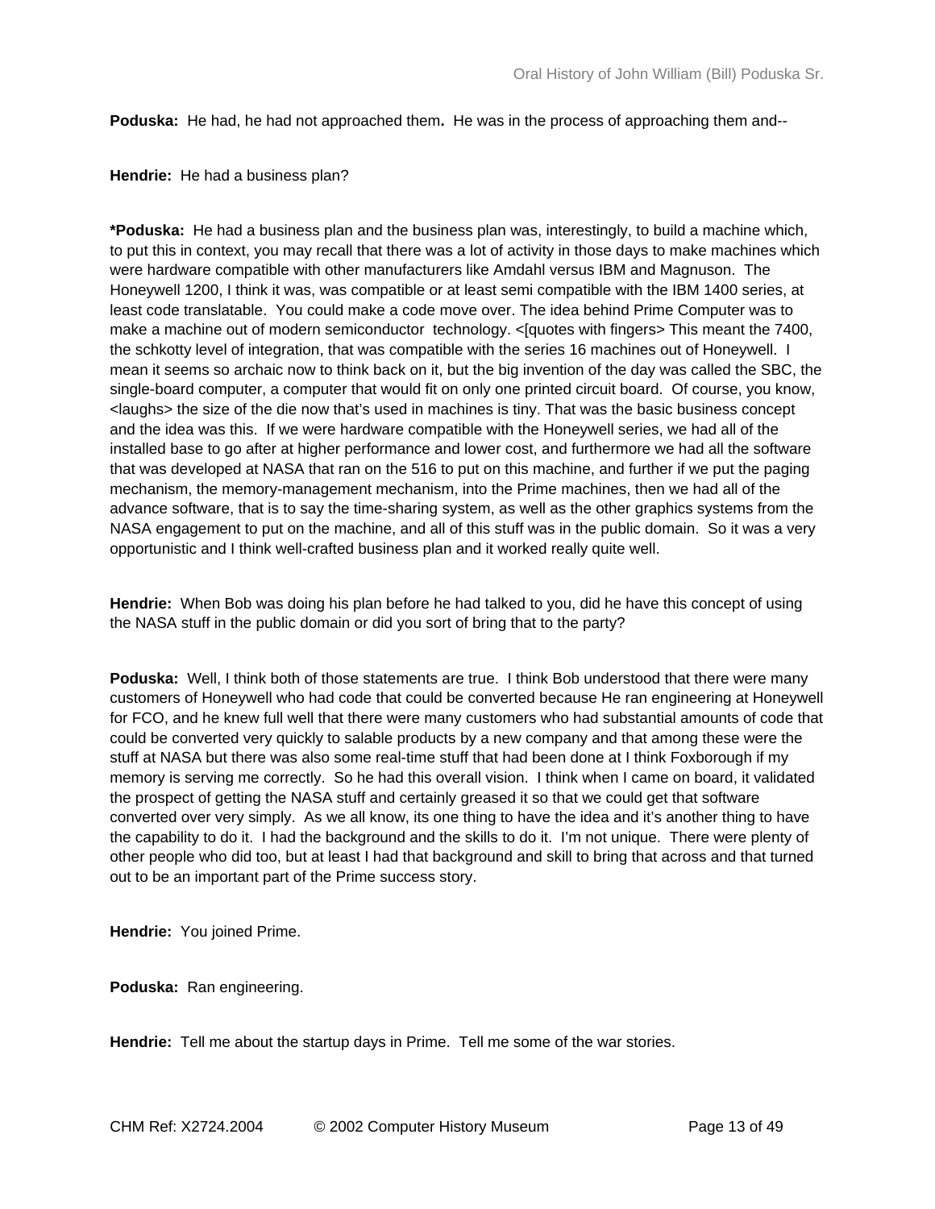**Poduska:** He had, he had not approached them**.** He was in the process of approaching them and--

**Hendrie:** He had a business plan?

***Poduska:** He had a business plan and the business plan was, interestingly, to build a machine which, to put this in context, you may recall that there was a lot of activity in those days to make machines which were hardware compatible with other manufacturers like Amdahl versus IBM and Magnuson. The Honeywell 1200, I think it was, was compatible or at least semi compatible with the IBM 1400 series, at least code translatable. You could make a code move over. The idea behind Prime Computer was to make a machine out of modern semiconductor technology. <[quotes with fingers> This meant the 7400, the schkotty level of integration, that was compatible with the series 16 machines out of Honeywell. I mean it seems so archaic now to think back on it, but the big invention of the day was called the SBC, the single-board computer, a computer that would fit on only one printed circuit board. Of course, you know, <laughs> the size of the die now that's used in machines is tiny. That was the basic business concept and the idea was this. If we were hardware compatible with the Honeywell series, we had all of the installed base to go after at higher performance and lower cost, and furthermore we had all the software that was developed at NASA that ran on the 516 to put on this machine, and further if we put the paging mechanism, the memory-management mechanism, into the Prime machines, then we had all of the advance software, that is to say the time-sharing system, as well as the other graphics systems from the NASA engagement to put on the machine, and all of this stuff was in the public domain. So it was a very opportunistic and I think well-crafted business plan and it worked really quite well.

**Hendrie:** When Bob was doing his plan before he had talked to you, did he have this concept of using the NASA stuff in the public domain or did you sort of bring that to the party?

**Poduska:** Well, I think both of those statements are true. I think Bob understood that there were many customers of Honeywell who had code that could be converted because He ran engineering at Honeywell for FCO, and he knew full well that there were many customers who had substantial amounts of code that could be converted very quickly to salable products by a new company and that among these were the stuff at NASA but there was also some real-time stuff that had been done at I think Foxborough if my memory is serving me correctly. So he had this overall vision. I think when I came on board, it validated the prospect of getting the NASA stuff and certainly greased it so that we could get that software converted over very simply. As we all know, its one thing to have the idea and it's another thing to have the capability to do it. I had the background and the skills to do it. I'm not unique. There were plenty of other people who did too, but at least I had that background and skill to bring that across and that turned out to be an important part of the Prime success story.

**Hendrie:** You joined Prime.

**Poduska:** Ran engineering.

**Hendrie:** Tell me about the startup days in Prime. Tell me some of the war stories.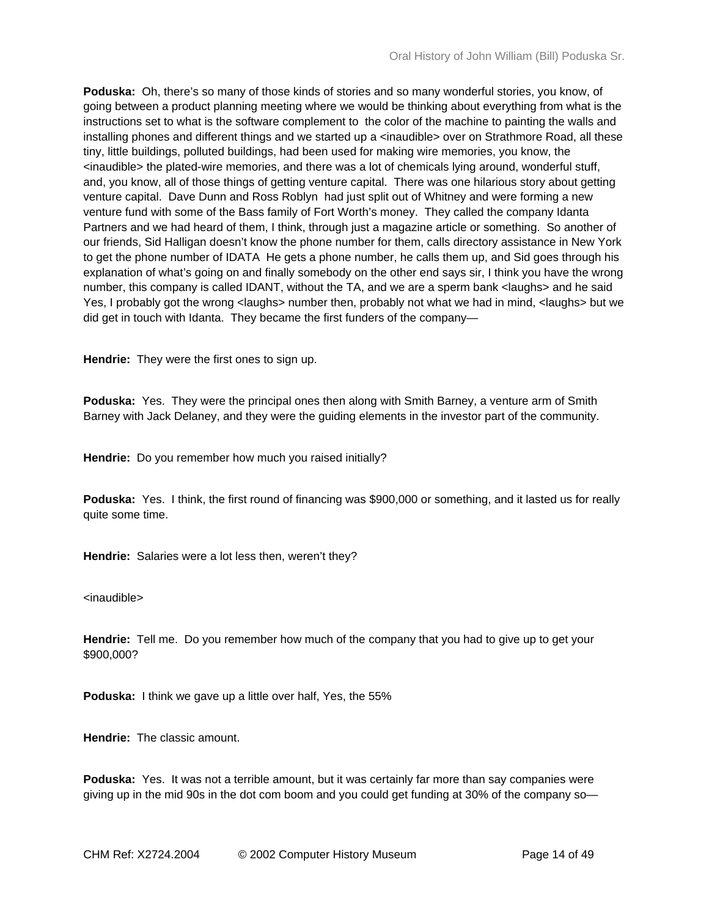**Poduska:** Oh, there's so many of those kinds of stories and so many wonderful stories, you know, of going between a product planning meeting where we would be thinking about everything from what is the instructions set to what is the software complement to the color of the machine to painting the walls and installing phones and different things and we started up a <inaudible> over on Strathmore Road, all these tiny, little buildings, polluted buildings, had been used for making wire memories, you know, the <inaudible> the plated-wire memories, and there was a lot of chemicals lying around, wonderful stuff, and, you know, all of those things of getting venture capital. There was one hilarious story about getting venture capital. Dave Dunn and Ross Roblyn had just split out of Whitney and were forming a new venture fund with some of the Bass family of Fort Worth's money. They called the company Idanta Partners and we had heard of them, I think, through just a magazine article or something. So another of our friends, Sid Halligan doesn't know the phone number for them, calls directory assistance in New York to get the phone number of IDATA He gets a phone number, he calls them up, and Sid goes through his explanation of what's going on and finally somebody on the other end says sir, I think you have the wrong number, this company is called IDANT, without the TA, and we are a sperm bank <laughs> and he said Yes, I probably got the wrong <laughs> number then, probably not what we had in mind, <laughs> but we did get in touch with Idanta. They became the first funders of the company—

**Hendrie:** They were the first ones to sign up.

**Poduska:** Yes. They were the principal ones then along with Smith Barney, a venture arm of Smith Barney with Jack Delaney, and they were the guiding elements in the investor part of the community.

**Hendrie:** Do you remember how much you raised initially?

**Poduska:** Yes. I think, the first round of financing was $900,000 or something, and it lasted us for really quite some time.

**Hendrie:** Salaries were a lot less then, weren't they?

<inaudible>

**Hendrie:** Tell me. Do you remember how much of the company that you had to give up to get your $900,000?

**Poduska:** I think we gave up a little over half, Yes, the 55%

**Hendrie:** The classic amount.

**Poduska:** Yes. It was not a terrible amount, but it was certainly far more than say companies were giving up in the mid 90s in the dot com boom and you could get funding at 30% of the company so—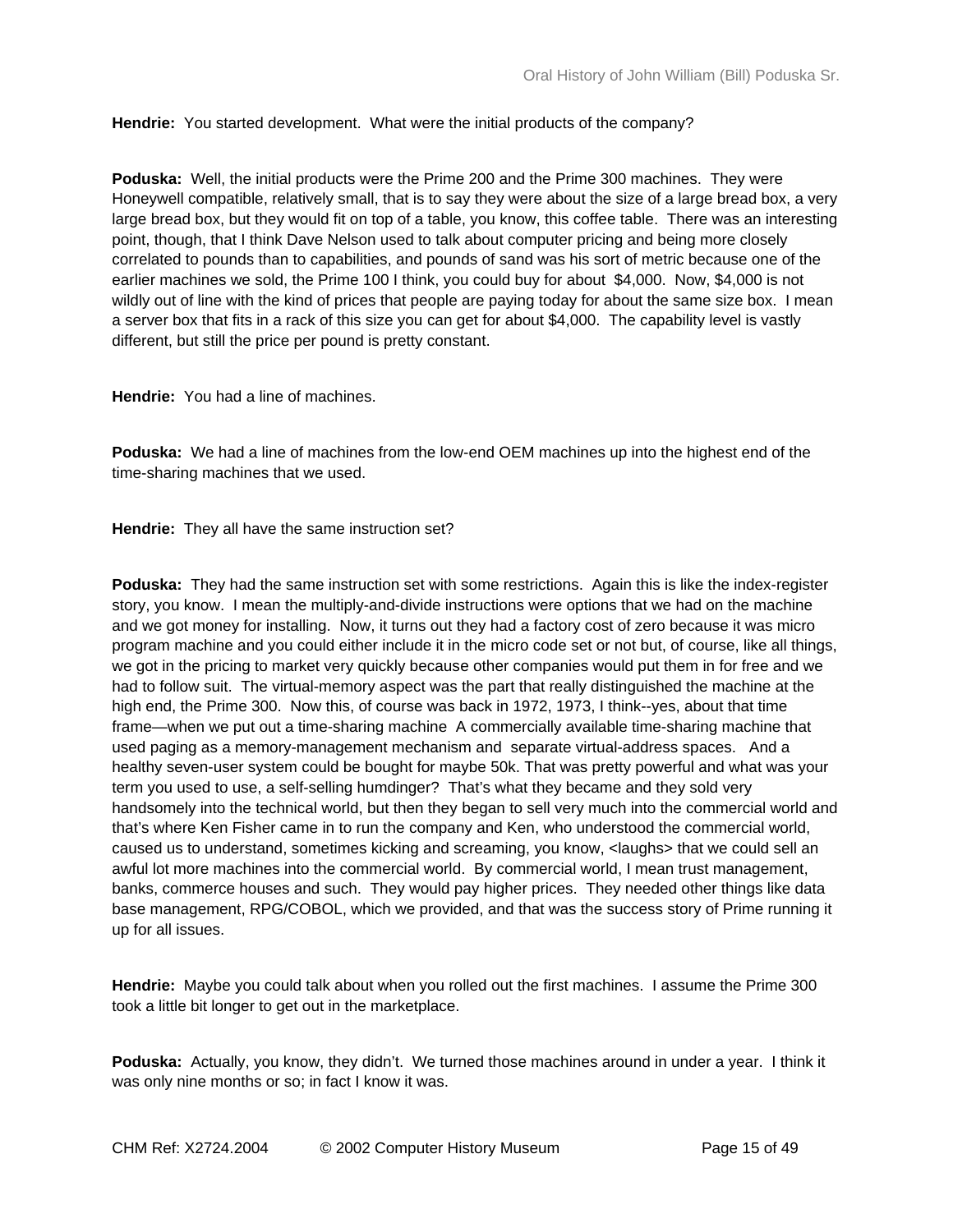**Hendrie:** You started development. What were the initial products of the company?

**Poduska:** Well, the initial products were the Prime 200 and the Prime 300 machines. They were Honeywell compatible, relatively small, that is to say they were about the size of a large bread box, a very large bread box, but they would fit on top of a table, you know, this coffee table. There was an interesting point, though, that I think Dave Nelson used to talk about computer pricing and being more closely correlated to pounds than to capabilities, and pounds of sand was his sort of metric because one of the earlier machines we sold, the Prime 100 I think, you could buy for about $4,000. Now, $4,000 is not wildly out of line with the kind of prices that people are paying today for about the same size box. I mean a server box that fits in a rack of this size you can get for about $4,000. The capability level is vastly different, but still the price per pound is pretty constant.

**Hendrie:** You had a line of machines.

**Poduska:** We had a line of machines from the low-end OEM machines up into the highest end of the time-sharing machines that we used.

**Hendrie:** They all have the same instruction set?

**Poduska:** They had the same instruction set with some restrictions. Again this is like the index-register story, you know. I mean the multiply-and-divide instructions were options that we had on the machine and we got money for installing. Now, it turns out they had a factory cost of zero because it was micro program machine and you could either include it in the micro code set or not but, of course, like all things, we got in the pricing to market very quickly because other companies would put them in for free and we had to follow suit. The virtual-memory aspect was the part that really distinguished the machine at the high end, the Prime 300. Now this, of course was back in 1972, 1973, I think--yes, about that time frame—when we put out a time-sharing machine A commercially available time-sharing machine that used paging as a memory-management mechanism and separate virtual-address spaces. And a healthy seven-user system could be bought for maybe 50k. That was pretty powerful and what was your term you used to use, a self-selling humdinger? That's what they became and they sold very handsomely into the technical world, but then they began to sell very much into the commercial world and that's where Ken Fisher came in to run the company and Ken, who understood the commercial world, caused us to understand, sometimes kicking and screaming, you know, <laughs> that we could sell an awful lot more machines into the commercial world. By commercial world, I mean trust management, banks, commerce houses and such. They would pay higher prices. They needed other things like data base management, RPG/COBOL, which we provided, and that was the success story of Prime running it up for all issues.

**Hendrie:** Maybe you could talk about when you rolled out the first machines. I assume the Prime 300 took a little bit longer to get out in the marketplace.

**Poduska:** Actually, you know, they didn't. We turned those machines around in under a year. I think it was only nine months or so; in fact I know it was.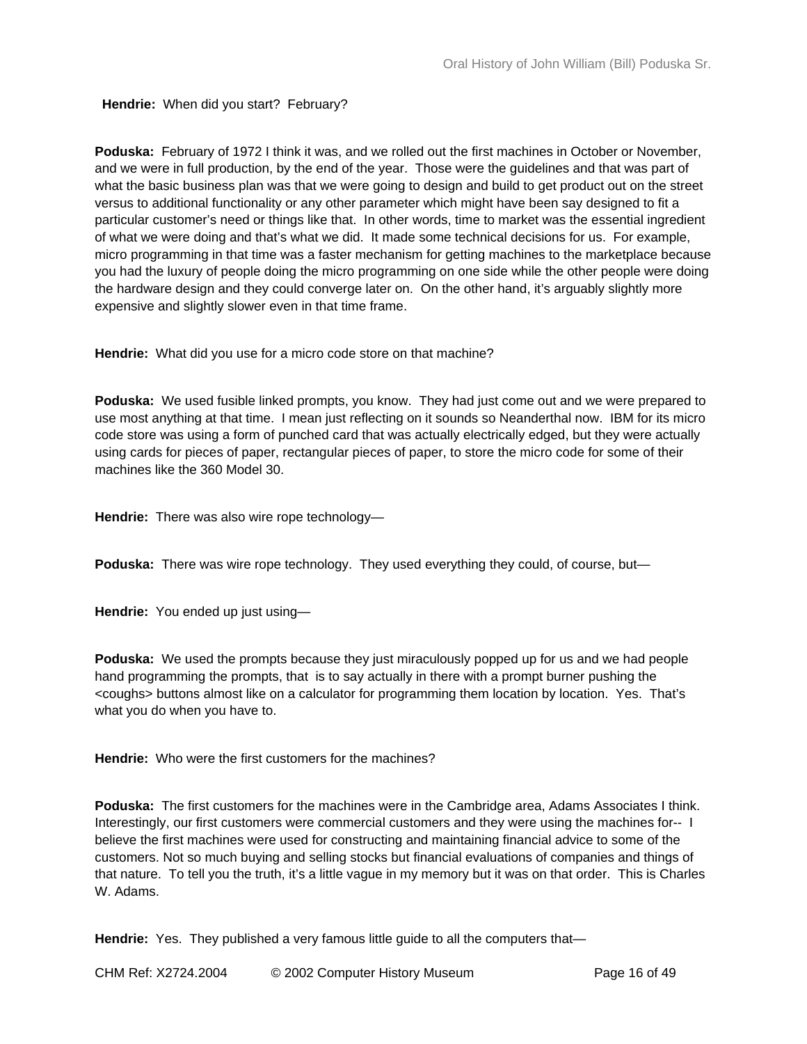**Hendrie:** When did you start? February?

**Poduska:** February of 1972 I think it was, and we rolled out the first machines in October or November, and we were in full production, by the end of the year. Those were the guidelines and that was part of what the basic business plan was that we were going to design and build to get product out on the street versus to additional functionality or any other parameter which might have been say designed to fit a particular customer's need or things like that. In other words, time to market was the essential ingredient of what we were doing and that's what we did. It made some technical decisions for us. For example, micro programming in that time was a faster mechanism for getting machines to the marketplace because you had the luxury of people doing the micro programming on one side while the other people were doing the hardware design and they could converge later on. On the other hand, it's arguably slightly more expensive and slightly slower even in that time frame.

**Hendrie:** What did you use for a micro code store on that machine?

**Poduska:** We used fusible linked prompts, you know. They had just come out and we were prepared to use most anything at that time. I mean just reflecting on it sounds so Neanderthal now. IBM for its micro code store was using a form of punched card that was actually electrically edged, but they were actually using cards for pieces of paper, rectangular pieces of paper, to store the micro code for some of their machines like the 360 Model 30.

**Hendrie:** There was also wire rope technology—

**Poduska:** There was wire rope technology. They used everything they could, of course, but—

**Hendrie:** You ended up just using—

**Poduska:** We used the prompts because they just miraculously popped up for us and we had people hand programming the prompts, that is to say actually in there with a prompt burner pushing the <coughs> buttons almost like on a calculator for programming them location by location. Yes. That's what you do when you have to.

**Hendrie:** Who were the first customers for the machines?

**Poduska:** The first customers for the machines were in the Cambridge area, Adams Associates I think. Interestingly, our first customers were commercial customers and they were using the machines for-- I believe the first machines were used for constructing and maintaining financial advice to some of the customers. Not so much buying and selling stocks but financial evaluations of companies and things of that nature. To tell you the truth, it's a little vague in my memory but it was on that order. This is Charles W. Adams.

**Hendrie:** Yes. They published a very famous little guide to all the computers that—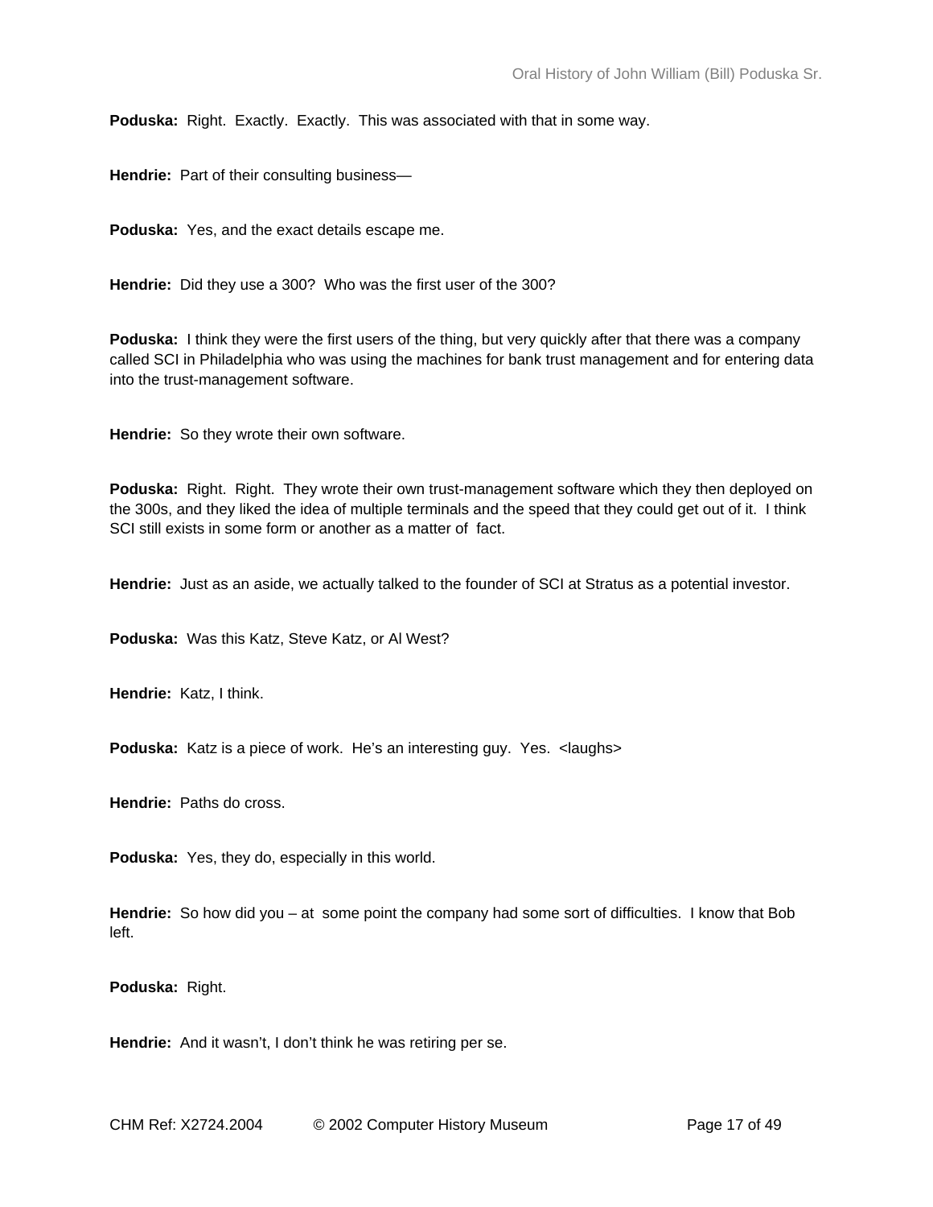**Poduska:** Right. Exactly. Exactly. This was associated with that in some way.

**Hendrie:** Part of their consulting business—

**Poduska:** Yes, and the exact details escape me.

**Hendrie:** Did they use a 300? Who was the first user of the 300?

**Poduska:** I think they were the first users of the thing, but very quickly after that there was a company called SCI in Philadelphia who was using the machines for bank trust management and for entering data into the trust-management software.

**Hendrie:** So they wrote their own software.

**Poduska:** Right. Right. They wrote their own trust-management software which they then deployed on the 300s, and they liked the idea of multiple terminals and the speed that they could get out of it. I think SCI still exists in some form or another as a matter of fact.

**Hendrie:** Just as an aside, we actually talked to the founder of SCI at Stratus as a potential investor.

**Poduska:** Was this Katz, Steve Katz, or Al West?

**Hendrie:** Katz, I think.

**Poduska:** Katz is a piece of work. He's an interesting guy. Yes. <laughs>

**Hendrie:** Paths do cross.

**Poduska:** Yes, they do, especially in this world.

**Hendrie:** So how did you – at some point the company had some sort of difficulties. I know that Bob left.

**Poduska:** Right.

**Hendrie:** And it wasn't, I don't think he was retiring per se.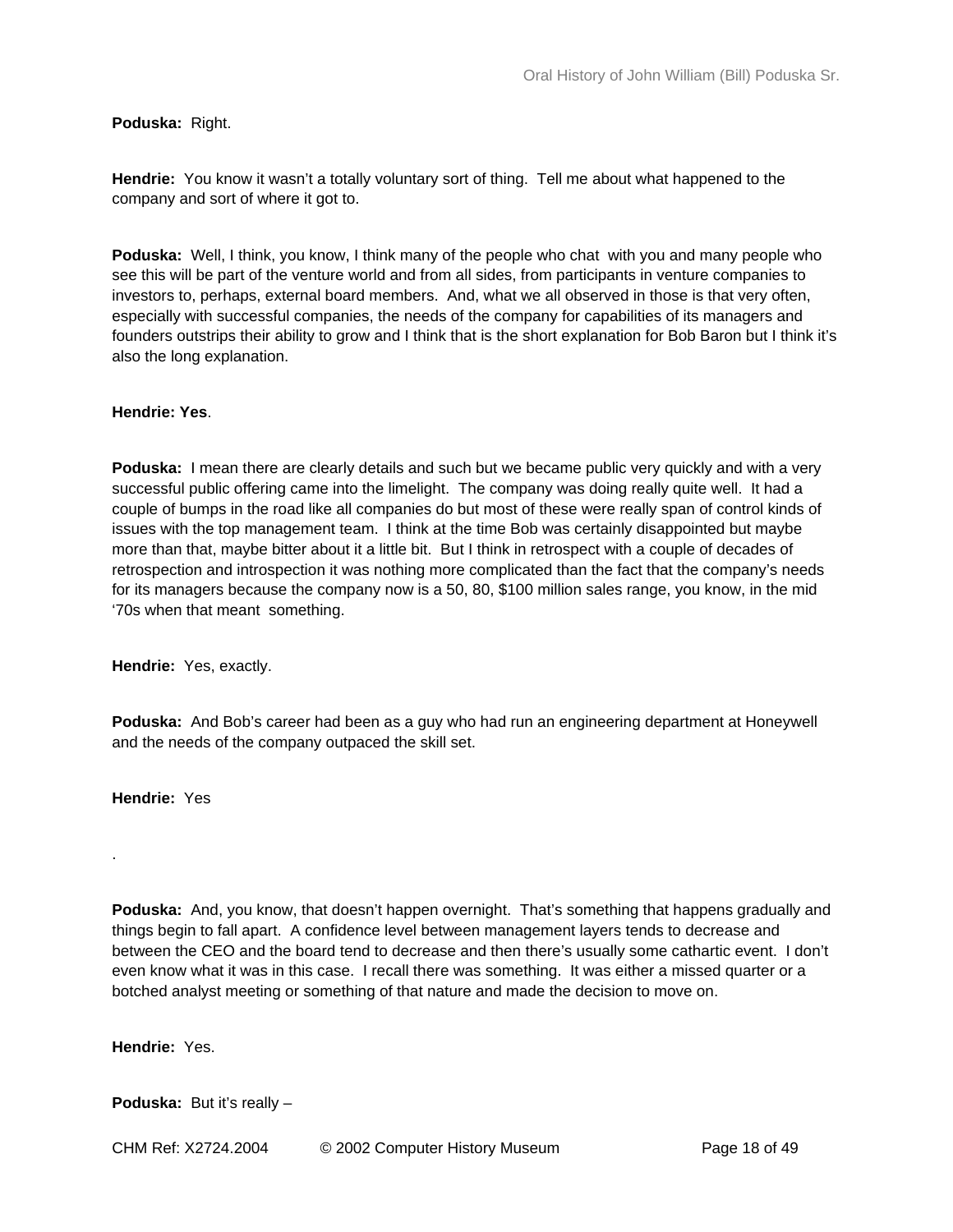**Poduska:** Right.

**Hendrie:** You know it wasn't a totally voluntary sort of thing. Tell me about what happened to the company and sort of where it got to.

**Poduska:** Well, I think, you know, I think many of the people who chat with you and many people who see this will be part of the venture world and from all sides, from participants in venture companies to investors to, perhaps, external board members. And, what we all observed in those is that very often, especially with successful companies, the needs of the company for capabilities of its managers and founders outstrips their ability to grow and I think that is the short explanation for Bob Baron but I think it's also the long explanation.

**Hendrie: Yes**.

**Poduska:** I mean there are clearly details and such but we became public very quickly and with a very successful public offering came into the limelight. The company was doing really quite well. It had a couple of bumps in the road like all companies do but most of these were really span of control kinds of issues with the top management team. I think at the time Bob was certainly disappointed but maybe more than that, maybe bitter about it a little bit. But I think in retrospect with a couple of decades of retrospection and introspection it was nothing more complicated than the fact that the company's needs for its managers because the company now is a 50, 80, $100 million sales range, you know, in the mid '70s when that meant something.

**Hendrie:** Yes, exactly.

**Poduska:** And Bob's career had been as a guy who had run an engineering department at Honeywell and the needs of the company outpaced the skill set.

**Hendrie:** Yes

.

**Poduska:** And, you know, that doesn't happen overnight. That's something that happens gradually and things begin to fall apart. A confidence level between management layers tends to decrease and between the CEO and the board tend to decrease and then there's usually some cathartic event. I don't even know what it was in this case. I recall there was something. It was either a missed quarter or a botched analyst meeting or something of that nature and made the decision to move on.

**Hendrie:** Yes.

**Poduska:** But it's really –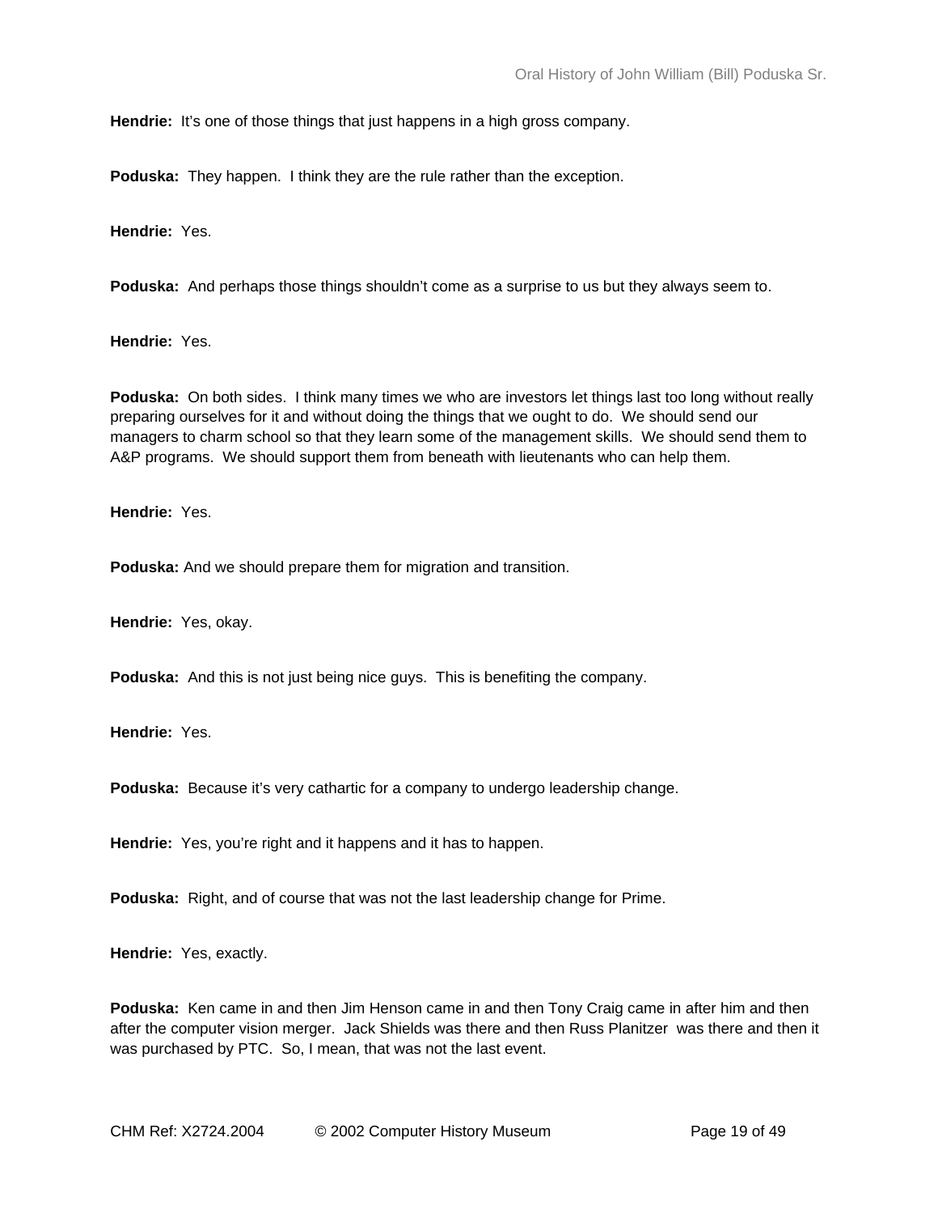**Hendrie:** It's one of those things that just happens in a high gross company.

**Poduska:** They happen. I think they are the rule rather than the exception.

**Hendrie:** Yes.

**Poduska:** And perhaps those things shouldn't come as a surprise to us but they always seem to.

**Hendrie:** Yes.

**Poduska:** On both sides. I think many times we who are investors let things last too long without really preparing ourselves for it and without doing the things that we ought to do. We should send our managers to charm school so that they learn some of the management skills. We should send them to A&P programs. We should support them from beneath with lieutenants who can help them.

**Hendrie:** Yes.

**Poduska:** And we should prepare them for migration and transition.

**Hendrie:** Yes, okay.

**Poduska:** And this is not just being nice guys. This is benefiting the company.

**Hendrie:** Yes.

**Poduska:** Because it's very cathartic for a company to undergo leadership change.

**Hendrie:** Yes, you're right and it happens and it has to happen.

**Poduska:** Right, and of course that was not the last leadership change for Prime.

**Hendrie:** Yes, exactly.

**Poduska:** Ken came in and then Jim Henson came in and then Tony Craig came in after him and then after the computer vision merger. Jack Shields was there and then Russ Planitzer was there and then it was purchased by PTC. So, I mean, that was not the last event.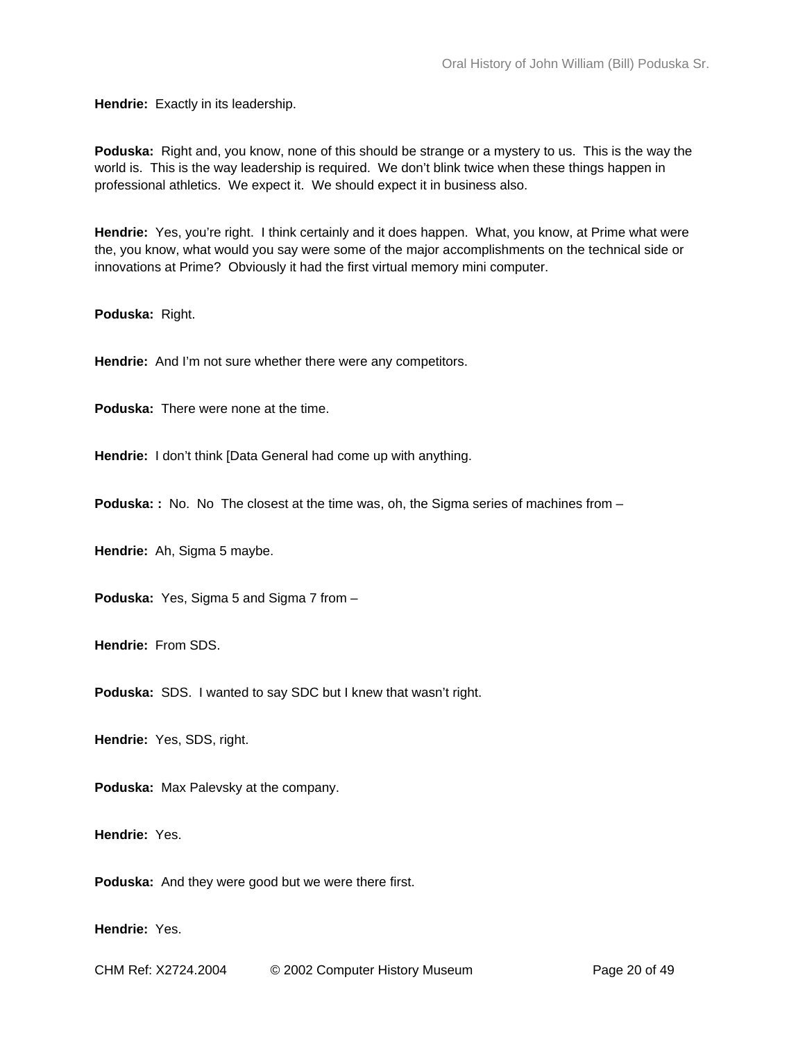**Hendrie:** Exactly in its leadership.

**Poduska:** Right and, you know, none of this should be strange or a mystery to us. This is the way the world is. This is the way leadership is required. We don't blink twice when these things happen in professional athletics. We expect it. We should expect it in business also.

**Hendrie:** Yes, you're right. I think certainly and it does happen. What, you know, at Prime what were the, you know, what would you say were some of the major accomplishments on the technical side or innovations at Prime? Obviously it had the first virtual memory mini computer.

**Poduska:** Right.

**Hendrie:** And I'm not sure whether there were any competitors.

**Poduska:** There were none at the time.

**Hendrie:** I don't think [Data General had come up with anything.

**Poduska: :** No. No The closest at the time was, oh, the Sigma series of machines from –

**Hendrie:** Ah, Sigma 5 maybe.

**Poduska:** Yes, Sigma 5 and Sigma 7 from –

**Hendrie:** From SDS.

**Poduska:** SDS. I wanted to say SDC but I knew that wasn't right.

**Hendrie:** Yes, SDS, right.

**Poduska:** Max Palevsky at the company.

**Hendrie:** Yes.

**Poduska:** And they were good but we were there first.

**Hendrie:** Yes.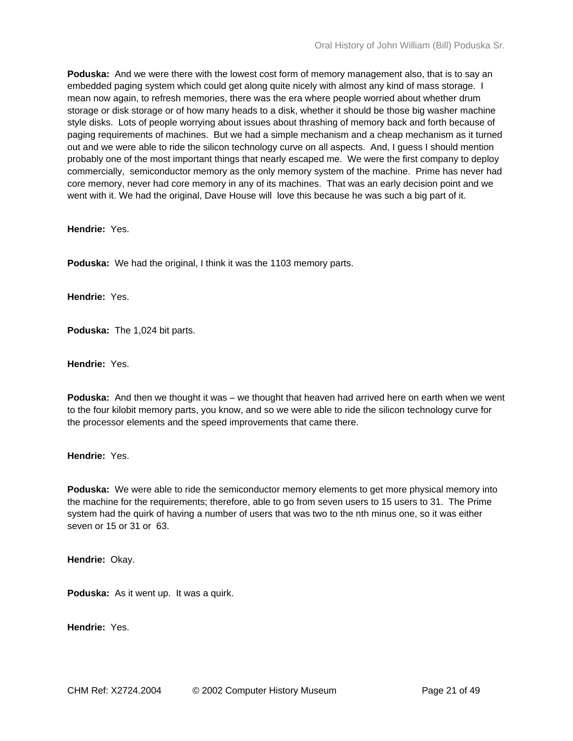**Poduska:** And we were there with the lowest cost form of memory management also, that is to say an embedded paging system which could get along quite nicely with almost any kind of mass storage. I mean now again, to refresh memories, there was the era where people worried about whether drum storage or disk storage or of how many heads to a disk, whether it should be those big washer machine style disks. Lots of people worrying about issues about thrashing of memory back and forth because of paging requirements of machines. But we had a simple mechanism and a cheap mechanism as it turned out and we were able to ride the silicon technology curve on all aspects. And, I guess I should mention probably one of the most important things that nearly escaped me. We were the first company to deploy commercially, semiconductor memory as the only memory system of the machine. Prime has never had core memory, never had core memory in any of its machines. That was an early decision point and we went with it. We had the original, Dave House will love this because he was such a big part of it.

**Hendrie:** Yes.

**Poduska:** We had the original, I think it was the 1103 memory parts.

**Hendrie:** Yes.

**Poduska:** The 1,024 bit parts.

**Hendrie:** Yes.

**Poduska:** And then we thought it was – we thought that heaven had arrived here on earth when we went to the four kilobit memory parts, you know, and so we were able to ride the silicon technology curve for the processor elements and the speed improvements that came there.

**Hendrie:** Yes.

**Poduska:** We were able to ride the semiconductor memory elements to get more physical memory into the machine for the requirements; therefore, able to go from seven users to 15 users to 31. The Prime system had the quirk of having a number of users that was two to the nth minus one, so it was either seven or 15 or 31 or 63.

**Hendrie:** Okay.

**Poduska:** As it went up. It was a quirk.

**Hendrie:** Yes.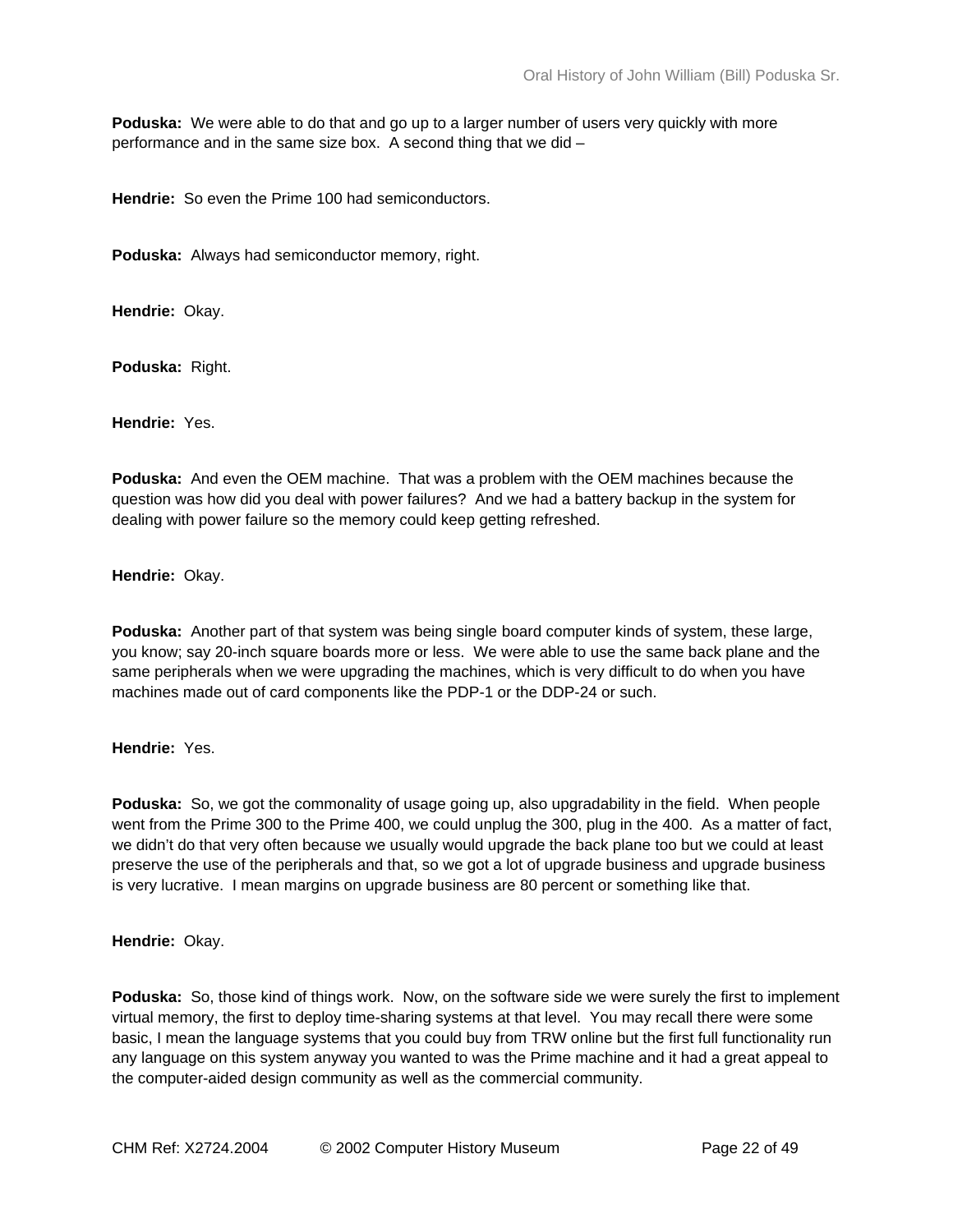**Poduska:** We were able to do that and go up to a larger number of users very quickly with more performance and in the same size box. A second thing that we did –

**Hendrie:** So even the Prime 100 had semiconductors.

**Poduska:** Always had semiconductor memory, right.

**Hendrie:** Okay.

**Poduska:** Right.

**Hendrie:** Yes.

**Poduska:** And even the OEM machine. That was a problem with the OEM machines because the question was how did you deal with power failures? And we had a battery backup in the system for dealing with power failure so the memory could keep getting refreshed.

**Hendrie:** Okay.

**Poduska:** Another part of that system was being single board computer kinds of system, these large, you know; say 20-inch square boards more or less. We were able to use the same back plane and the same peripherals when we were upgrading the machines, which is very difficult to do when you have machines made out of card components like the PDP-1 or the DDP-24 or such.

**Hendrie:** Yes.

**Poduska:** So, we got the commonality of usage going up, also upgradability in the field. When people went from the Prime 300 to the Prime 400, we could unplug the 300, plug in the 400. As a matter of fact, we didn't do that very often because we usually would upgrade the back plane too but we could at least preserve the use of the peripherals and that, so we got a lot of upgrade business and upgrade business is very lucrative. I mean margins on upgrade business are 80 percent or something like that.

**Hendrie:** Okay.

**Poduska:** So, those kind of things work. Now, on the software side we were surely the first to implement virtual memory, the first to deploy time-sharing systems at that level. You may recall there were some basic, I mean the language systems that you could buy from TRW online but the first full functionality run any language on this system anyway you wanted to was the Prime machine and it had a great appeal to the computer-aided design community as well as the commercial community.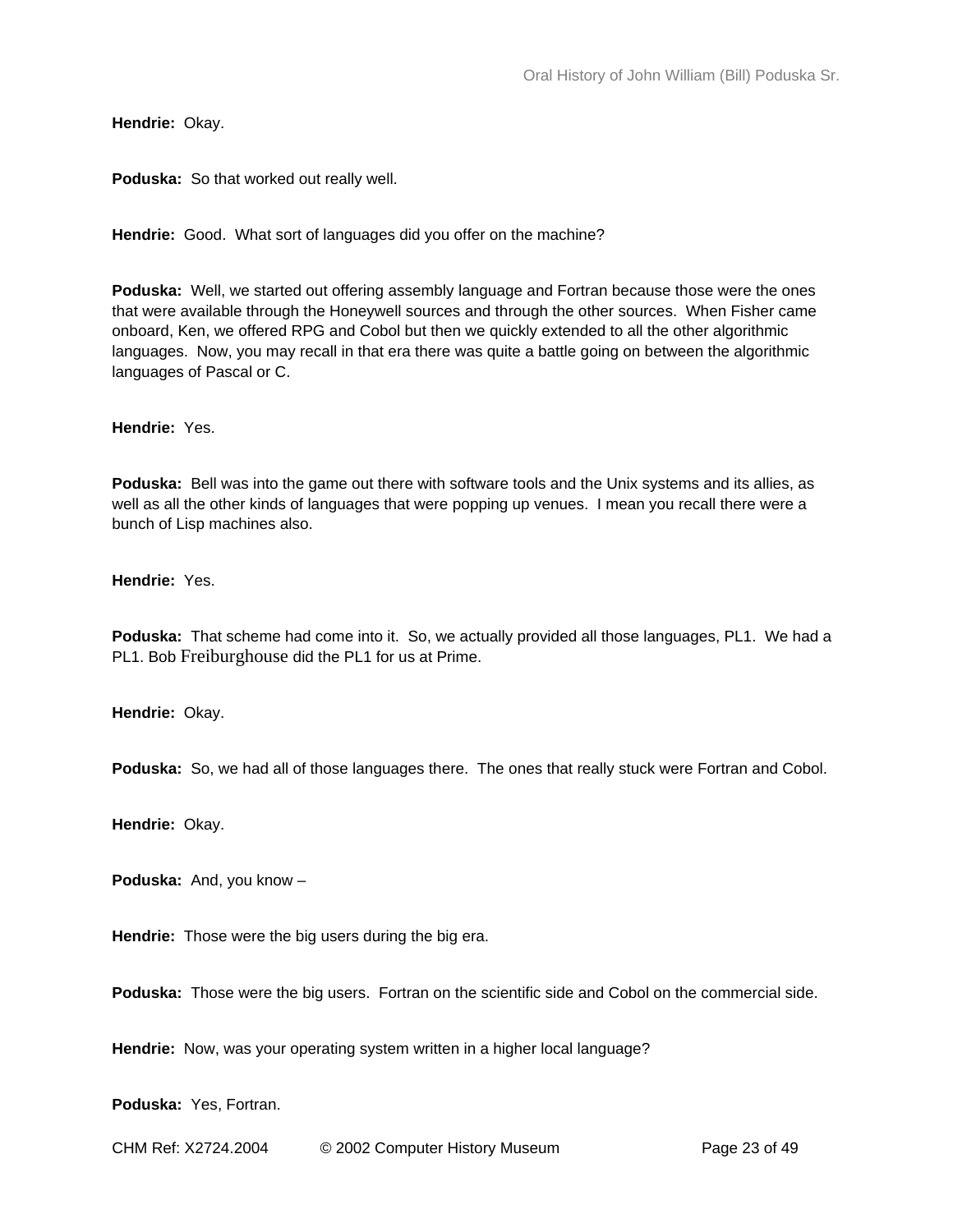**Hendrie:** Okay.

**Poduska:** So that worked out really well.

**Hendrie:** Good. What sort of languages did you offer on the machine?

**Poduska:** Well, we started out offering assembly language and Fortran because those were the ones that were available through the Honeywell sources and through the other sources. When Fisher came onboard, Ken, we offered RPG and Cobol but then we quickly extended to all the other algorithmic languages. Now, you may recall in that era there was quite a battle going on between the algorithmic languages of Pascal or C.

**Hendrie:** Yes.

**Poduska:** Bell was into the game out there with software tools and the Unix systems and its allies, as well as all the other kinds of languages that were popping up venues. I mean you recall there were a bunch of Lisp machines also.

**Hendrie:** Yes.

**Poduska:** That scheme had come into it. So, we actually provided all those languages, PL1. We had a PL1. Bob Freiburghouse did the PL1 for us at Prime.

**Hendrie:** Okay.

**Poduska:** So, we had all of those languages there. The ones that really stuck were Fortran and Cobol.

**Hendrie:** Okay.

**Poduska:** And, you know –

**Hendrie:** Those were the big users during the big era.

**Poduska:** Those were the big users. Fortran on the scientific side and Cobol on the commercial side.

**Hendrie:** Now, was your operating system written in a higher local language?

**Poduska:** Yes, Fortran.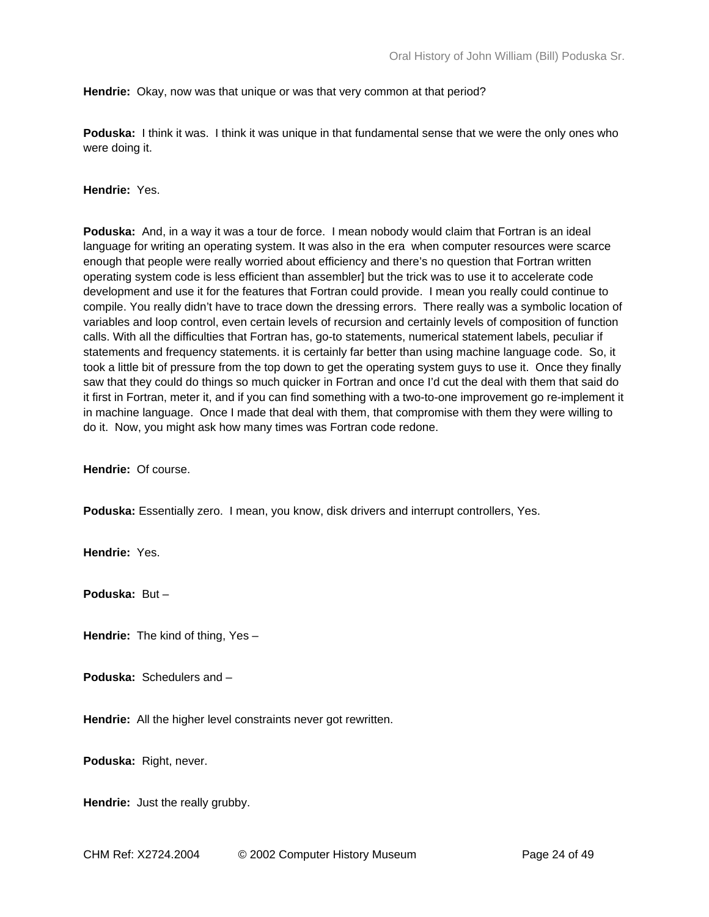**Hendrie:** Okay, now was that unique or was that very common at that period?

**Poduska:** I think it was. I think it was unique in that fundamental sense that we were the only ones who were doing it.

**Hendrie:** Yes.

**Poduska:** And, in a way it was a tour de force. I mean nobody would claim that Fortran is an ideal language for writing an operating system. It was also in the era when computer resources were scarce enough that people were really worried about efficiency and there's no question that Fortran written operating system code is less efficient than assembler] but the trick was to use it to accelerate code development and use it for the features that Fortran could provide. I mean you really could continue to compile. You really didn't have to trace down the dressing errors. There really was a symbolic location of variables and loop control, even certain levels of recursion and certainly levels of composition of function calls. With all the difficulties that Fortran has, go-to statements, numerical statement labels, peculiar if statements and frequency statements. it is certainly far better than using machine language code. So, it took a little bit of pressure from the top down to get the operating system guys to use it. Once they finally saw that they could do things so much quicker in Fortran and once I'd cut the deal with them that said do it first in Fortran, meter it, and if you can find something with a two-to-one improvement go re-implement it in machine language. Once I made that deal with them, that compromise with them they were willing to do it. Now, you might ask how many times was Fortran code redone.

**Hendrie:** Of course.

**Poduska:** Essentially zero. I mean, you know, disk drivers and interrupt controllers, Yes.

**Hendrie:** Yes.

**Poduska:** But –

**Hendrie:** The kind of thing, Yes –

**Poduska:** Schedulers and –

**Hendrie:** All the higher level constraints never got rewritten.

**Poduska:** Right, never.

**Hendrie:** Just the really grubby.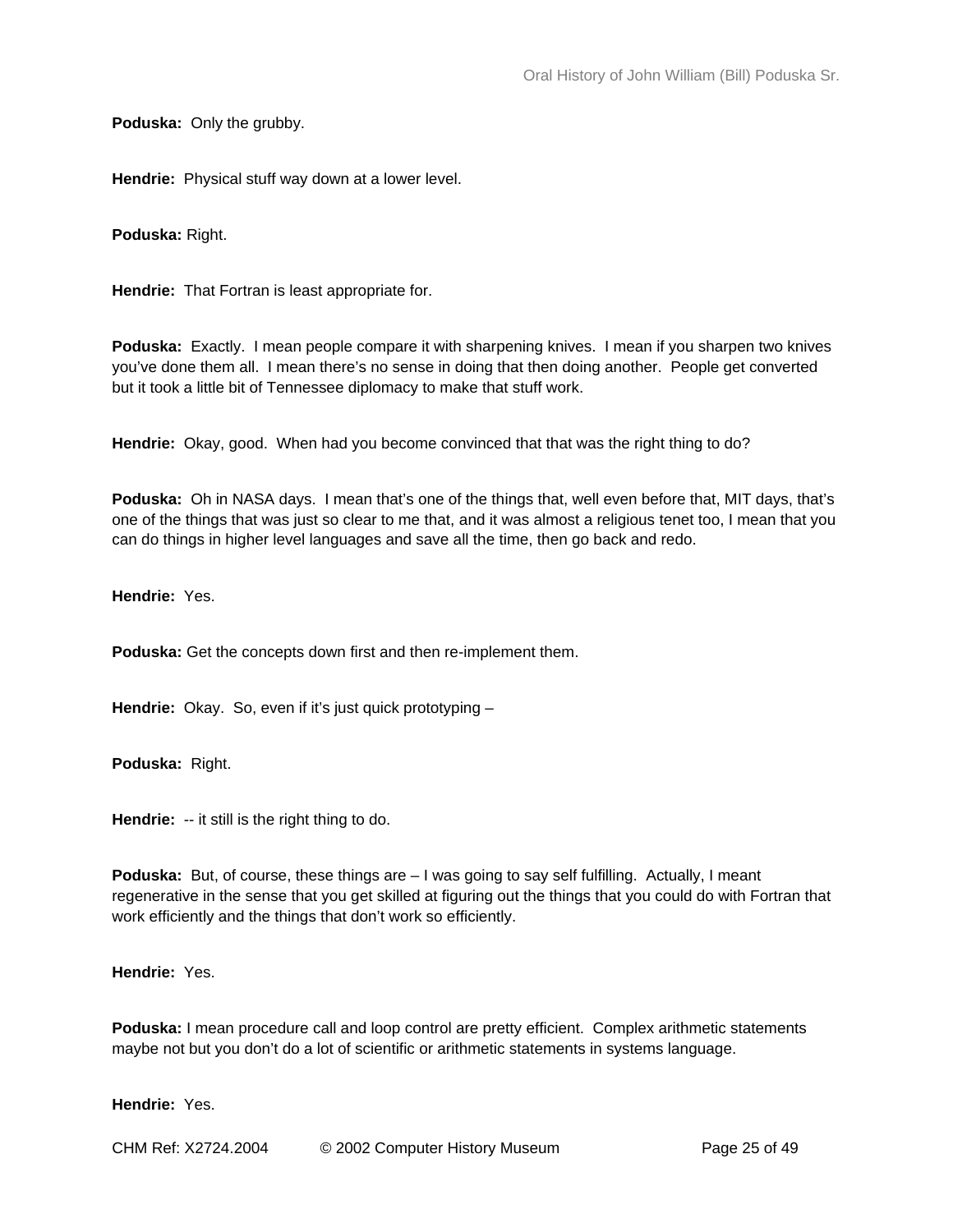**Poduska:** Only the grubby.

**Hendrie:** Physical stuff way down at a lower level.

**Poduska:** Right.

**Hendrie:** That Fortran is least appropriate for.

**Poduska:** Exactly. I mean people compare it with sharpening knives. I mean if you sharpen two knives you've done them all. I mean there's no sense in doing that then doing another. People get converted but it took a little bit of Tennessee diplomacy to make that stuff work.

**Hendrie:** Okay, good. When had you become convinced that that was the right thing to do?

**Poduska:** Oh in NASA days. I mean that's one of the things that, well even before that, MIT days, that's one of the things that was just so clear to me that, and it was almost a religious tenet too, I mean that you can do things in higher level languages and save all the time, then go back and redo.

**Hendrie:** Yes.

**Poduska:** Get the concepts down first and then re-implement them.

**Hendrie:** Okay. So, even if it's just quick prototyping –

**Poduska:** Right.

**Hendrie:** -- it still is the right thing to do.

**Poduska:** But, of course, these things are – I was going to say self fulfilling. Actually, I meant regenerative in the sense that you get skilled at figuring out the things that you could do with Fortran that work efficiently and the things that don't work so efficiently.

**Hendrie:** Yes.

**Poduska:** I mean procedure call and loop control are pretty efficient. Complex arithmetic statements maybe not but you don't do a lot of scientific or arithmetic statements in systems language.

**Hendrie:** Yes.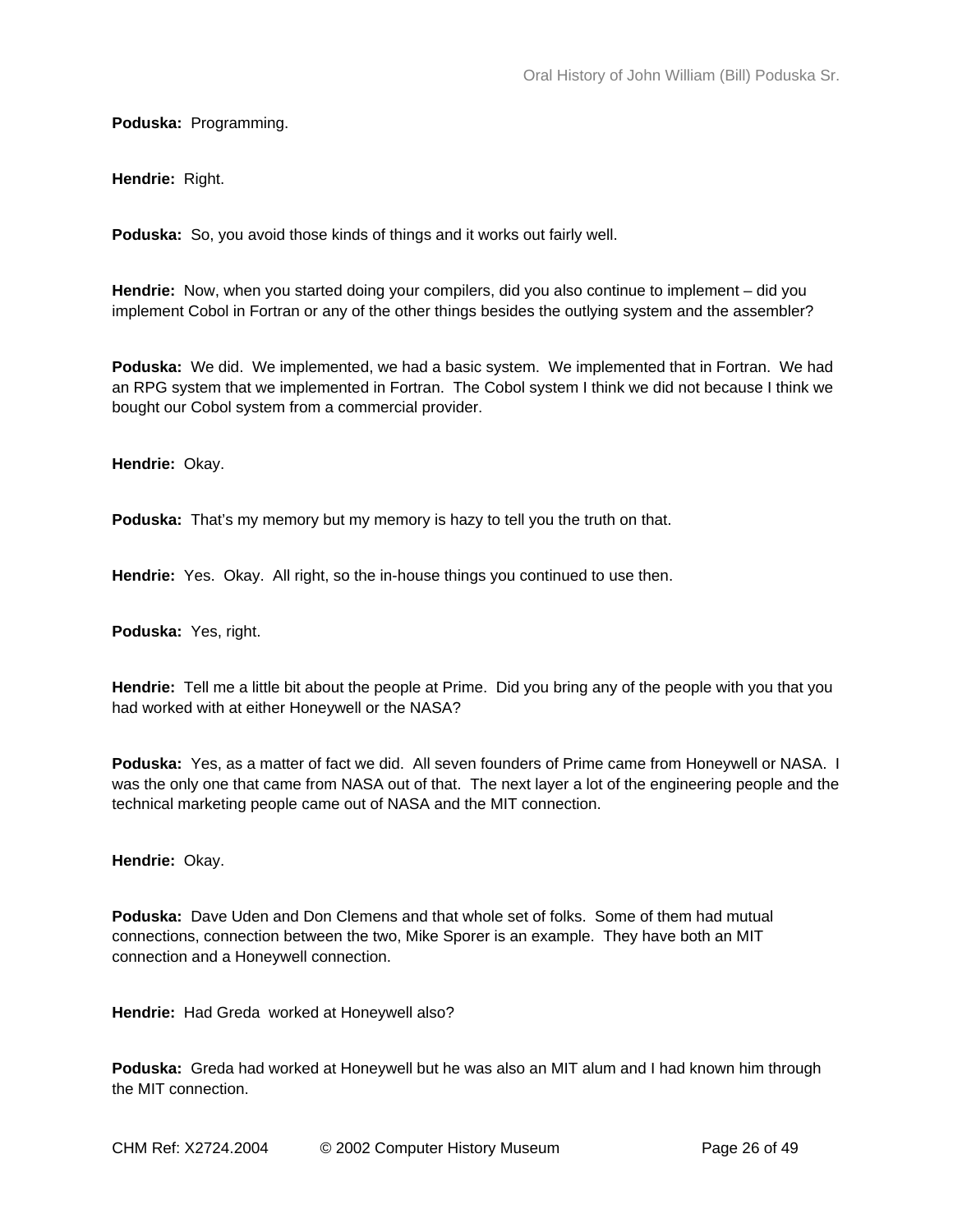**Poduska:** Programming.

**Hendrie:** Right.

**Poduska:** So, you avoid those kinds of things and it works out fairly well.

**Hendrie:** Now, when you started doing your compilers, did you also continue to implement – did you implement Cobol in Fortran or any of the other things besides the outlying system and the assembler?

**Poduska:** We did. We implemented, we had a basic system. We implemented that in Fortran. We had an RPG system that we implemented in Fortran. The Cobol system I think we did not because I think we bought our Cobol system from a commercial provider.

**Hendrie:** Okay.

**Poduska:** That's my memory but my memory is hazy to tell you the truth on that.

**Hendrie:** Yes. Okay. All right, so the in-house things you continued to use then.

**Poduska:** Yes, right.

**Hendrie:** Tell me a little bit about the people at Prime. Did you bring any of the people with you that you had worked with at either Honeywell or the NASA?

**Poduska:** Yes, as a matter of fact we did. All seven founders of Prime came from Honeywell or NASA. I was the only one that came from NASA out of that. The next layer a lot of the engineering people and the technical marketing people came out of NASA and the MIT connection.

**Hendrie:** Okay.

**Poduska:** Dave Uden and Don Clemens and that whole set of folks. Some of them had mutual connections, connection between the two, Mike Sporer is an example. They have both an MIT connection and a Honeywell connection.

**Hendrie:** Had Greda worked at Honeywell also?

**Poduska:** Greda had worked at Honeywell but he was also an MIT alum and I had known him through the MIT connection.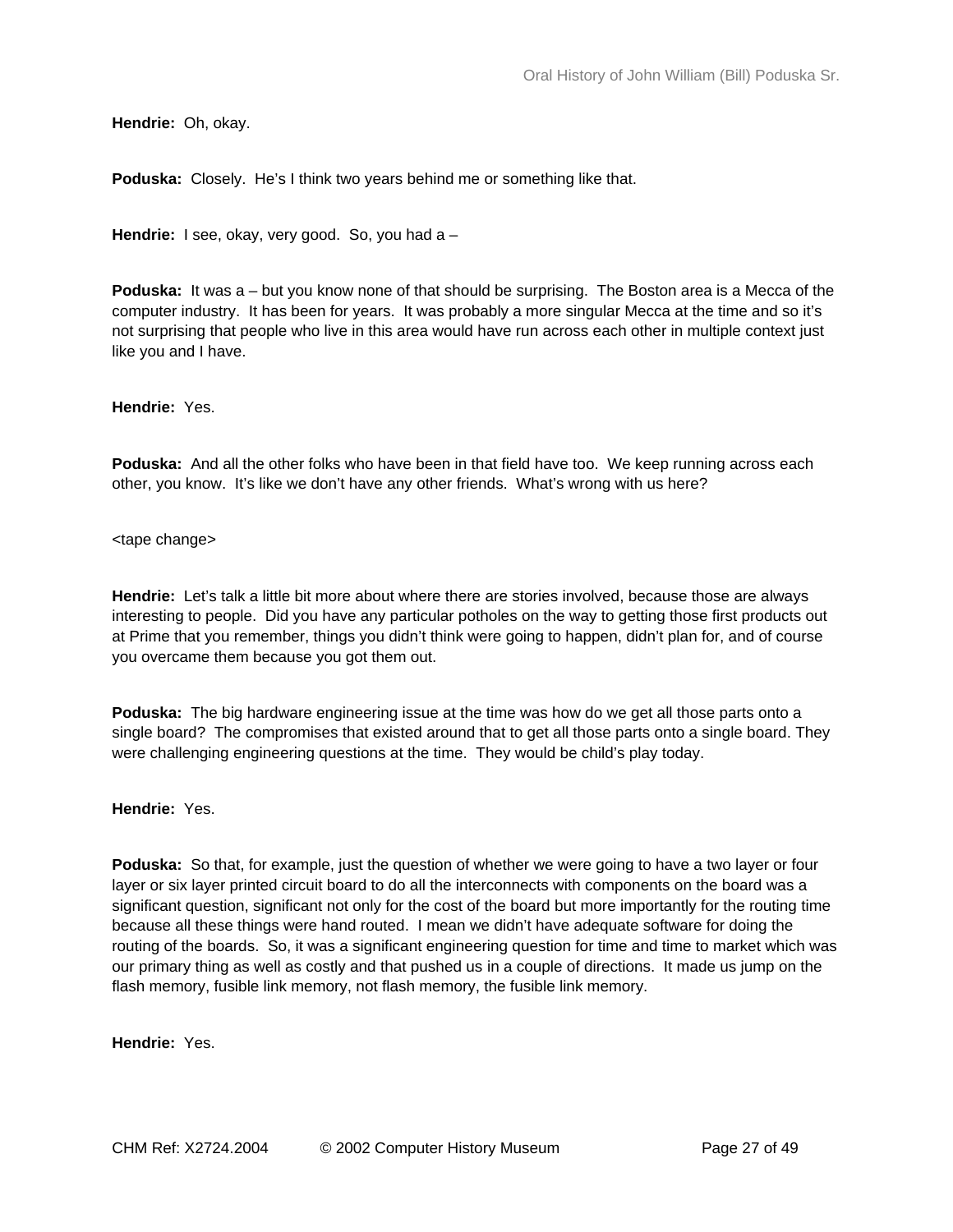**Hendrie:** Oh, okay.

**Poduska:** Closely. He's I think two years behind me or something like that.

**Hendrie:** I see, okay, very good. So, you had a –

**Poduska:** It was a – but you know none of that should be surprising. The Boston area is a Mecca of the computer industry. It has been for years. It was probably a more singular Mecca at the time and so it's not surprising that people who live in this area would have run across each other in multiple context just like you and I have.

**Hendrie:** Yes.

**Poduska:** And all the other folks who have been in that field have too. We keep running across each other, you know. It's like we don't have any other friends. What's wrong with us here?

<tape change>

**Hendrie:** Let's talk a little bit more about where there are stories involved, because those are always interesting to people. Did you have any particular potholes on the way to getting those first products out at Prime that you remember, things you didn't think were going to happen, didn't plan for, and of course you overcame them because you got them out.

**Poduska:** The big hardware engineering issue at the time was how do we get all those parts onto a single board? The compromises that existed around that to get all those parts onto a single board. They were challenging engineering questions at the time. They would be child's play today.

**Hendrie:** Yes.

**Poduska:** So that, for example, just the question of whether we were going to have a two layer or four layer or six layer printed circuit board to do all the interconnects with components on the board was a significant question, significant not only for the cost of the board but more importantly for the routing time because all these things were hand routed. I mean we didn't have adequate software for doing the routing of the boards. So, it was a significant engineering question for time and time to market which was our primary thing as well as costly and that pushed us in a couple of directions. It made us jump on the flash memory, fusible link memory, not flash memory, the fusible link memory.

**Hendrie:** Yes.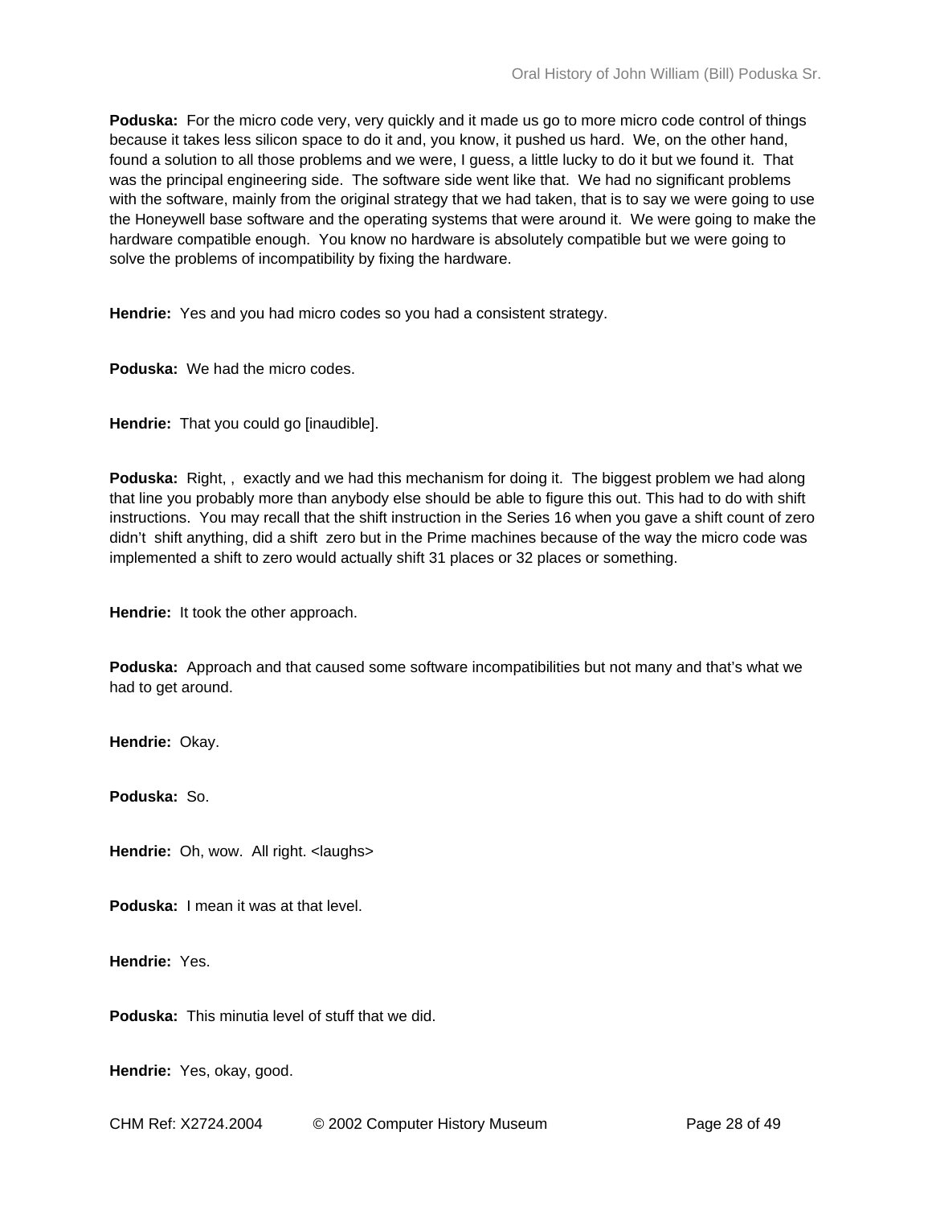**Poduska:** For the micro code very, very quickly and it made us go to more micro code control of things because it takes less silicon space to do it and, you know, it pushed us hard. We, on the other hand, found a solution to all those problems and we were, I guess, a little lucky to do it but we found it. That was the principal engineering side. The software side went like that. We had no significant problems with the software, mainly from the original strategy that we had taken, that is to say we were going to use the Honeywell base software and the operating systems that were around it. We were going to make the hardware compatible enough. You know no hardware is absolutely compatible but we were going to solve the problems of incompatibility by fixing the hardware.

**Hendrie:** Yes and you had micro codes so you had a consistent strategy.

**Poduska:** We had the micro codes.

**Hendrie:** That you could go [inaudible].

**Poduska:** Right, , exactly and we had this mechanism for doing it. The biggest problem we had along that line you probably more than anybody else should be able to figure this out. This had to do with shift instructions. You may recall that the shift instruction in the Series 16 when you gave a shift count of zero didn't shift anything, did a shift zero but in the Prime machines because of the way the micro code was implemented a shift to zero would actually shift 31 places or 32 places or something.

**Hendrie:** It took the other approach.

**Poduska:** Approach and that caused some software incompatibilities but not many and that's what we had to get around.

**Hendrie:** Okay.

**Poduska:** So.

**Hendrie:** Oh, wow. All right. <laughs>

**Poduska:** I mean it was at that level.

**Hendrie:** Yes.

**Poduska:** This minutia level of stuff that we did.

**Hendrie:** Yes, okay, good.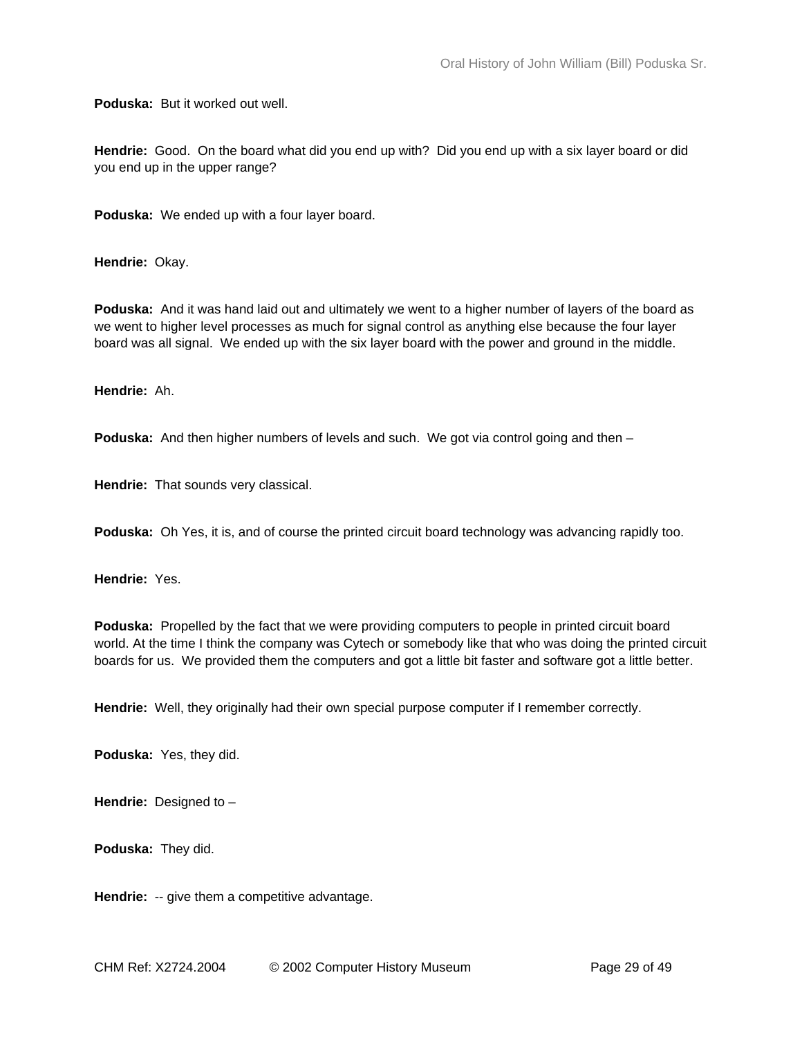**Poduska:** But it worked out well.

**Hendrie:** Good. On the board what did you end up with? Did you end up with a six layer board or did you end up in the upper range?

**Poduska:** We ended up with a four layer board.

**Hendrie:** Okay.

**Poduska:** And it was hand laid out and ultimately we went to a higher number of layers of the board as we went to higher level processes as much for signal control as anything else because the four layer board was all signal. We ended up with the six layer board with the power and ground in the middle.

**Hendrie:** Ah.

**Poduska:** And then higher numbers of levels and such. We got via control going and then –

**Hendrie:** That sounds very classical.

**Poduska:** Oh Yes, it is, and of course the printed circuit board technology was advancing rapidly too.

**Hendrie:** Yes.

**Poduska:** Propelled by the fact that we were providing computers to people in printed circuit board world. At the time I think the company was Cytech or somebody like that who was doing the printed circuit boards for us. We provided them the computers and got a little bit faster and software got a little better.

**Hendrie:** Well, they originally had their own special purpose computer if I remember correctly.

**Poduska:** Yes, they did.

**Hendrie:** Designed to –

**Poduska:** They did.

**Hendrie:** -- give them a competitive advantage.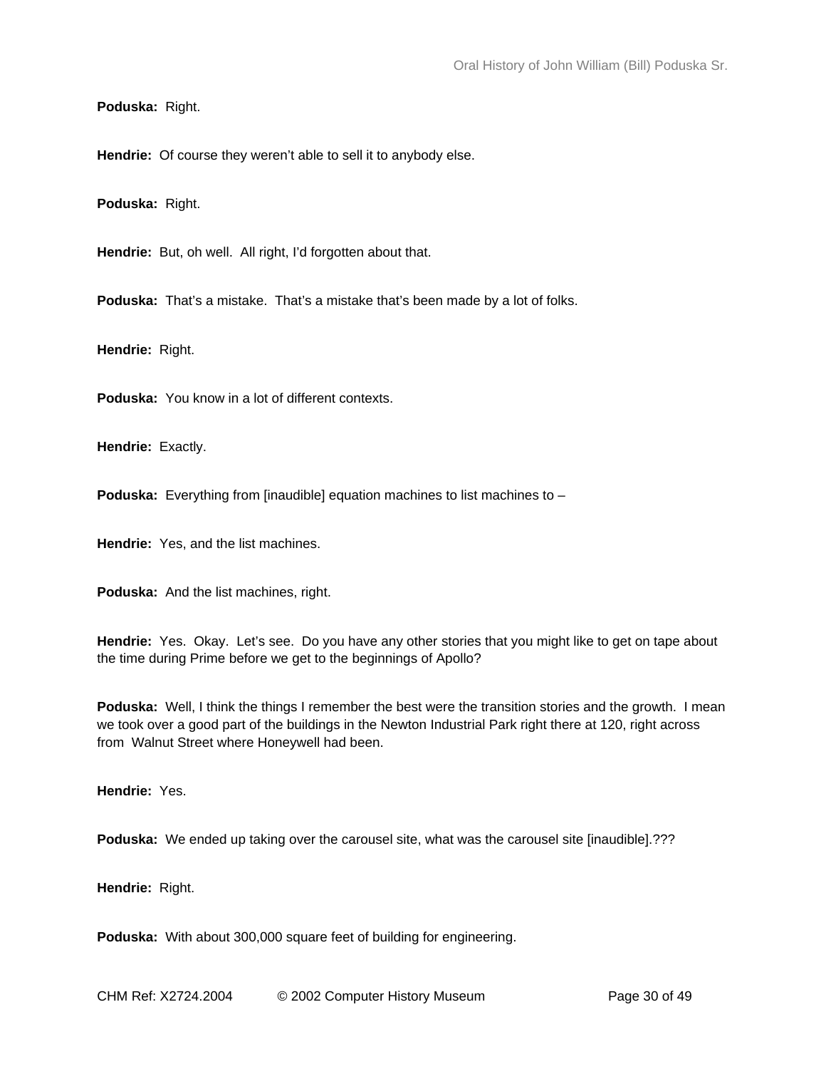**Poduska:** Right.

**Hendrie:** Of course they weren't able to sell it to anybody else.

**Poduska:** Right.

**Hendrie:** But, oh well. All right, I'd forgotten about that.

**Poduska:** That's a mistake. That's a mistake that's been made by a lot of folks.

**Hendrie:** Right.

**Poduska:** You know in a lot of different contexts.

**Hendrie:** Exactly.

**Poduska:** Everything from [inaudible] equation machines to list machines to –

**Hendrie:** Yes, and the list machines.

**Poduska:** And the list machines, right.

**Hendrie:** Yes. Okay. Let's see. Do you have any other stories that you might like to get on tape about the time during Prime before we get to the beginnings of Apollo?

**Poduska:** Well, I think the things I remember the best were the transition stories and the growth. I mean we took over a good part of the buildings in the Newton Industrial Park right there at 120, right across from Walnut Street where Honeywell had been.

**Hendrie:** Yes.

**Poduska:** We ended up taking over the carousel site, what was the carousel site [inaudible].???

**Hendrie:** Right.

**Poduska:** With about 300,000 square feet of building for engineering.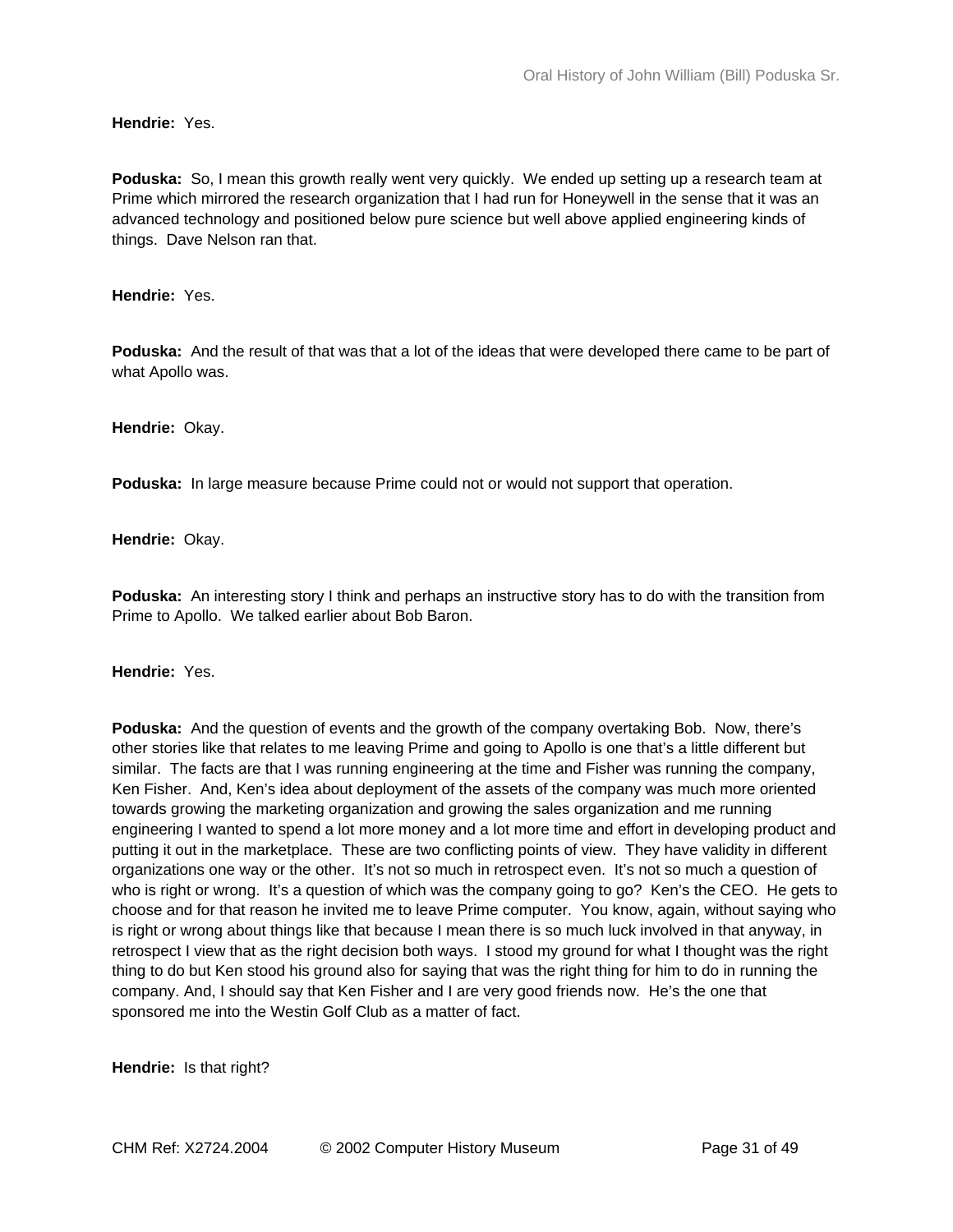**Hendrie:** Yes.

**Poduska:** So, I mean this growth really went very quickly. We ended up setting up a research team at Prime which mirrored the research organization that I had run for Honeywell in the sense that it was an advanced technology and positioned below pure science but well above applied engineering kinds of things. Dave Nelson ran that.

**Hendrie:** Yes.

**Poduska:** And the result of that was that a lot of the ideas that were developed there came to be part of what Apollo was.

**Hendrie:** Okay.

**Poduska:** In large measure because Prime could not or would not support that operation.

**Hendrie:** Okay.

**Poduska:** An interesting story I think and perhaps an instructive story has to do with the transition from Prime to Apollo. We talked earlier about Bob Baron.

**Hendrie:** Yes.

**Poduska:** And the question of events and the growth of the company overtaking Bob. Now, there's other stories like that relates to me leaving Prime and going to Apollo is one that's a little different but similar. The facts are that I was running engineering at the time and Fisher was running the company, Ken Fisher. And, Ken's idea about deployment of the assets of the company was much more oriented towards growing the marketing organization and growing the sales organization and me running engineering I wanted to spend a lot more money and a lot more time and effort in developing product and putting it out in the marketplace. These are two conflicting points of view. They have validity in different organizations one way or the other. It's not so much in retrospect even. It's not so much a question of who is right or wrong. It's a question of which was the company going to go? Ken's the CEO. He gets to choose and for that reason he invited me to leave Prime computer. You know, again, without saying who is right or wrong about things like that because I mean there is so much luck involved in that anyway, in retrospect I view that as the right decision both ways. I stood my ground for what I thought was the right thing to do but Ken stood his ground also for saying that was the right thing for him to do in running the company. And, I should say that Ken Fisher and I are very good friends now. He's the one that sponsored me into the Westin Golf Club as a matter of fact.

**Hendrie:** Is that right?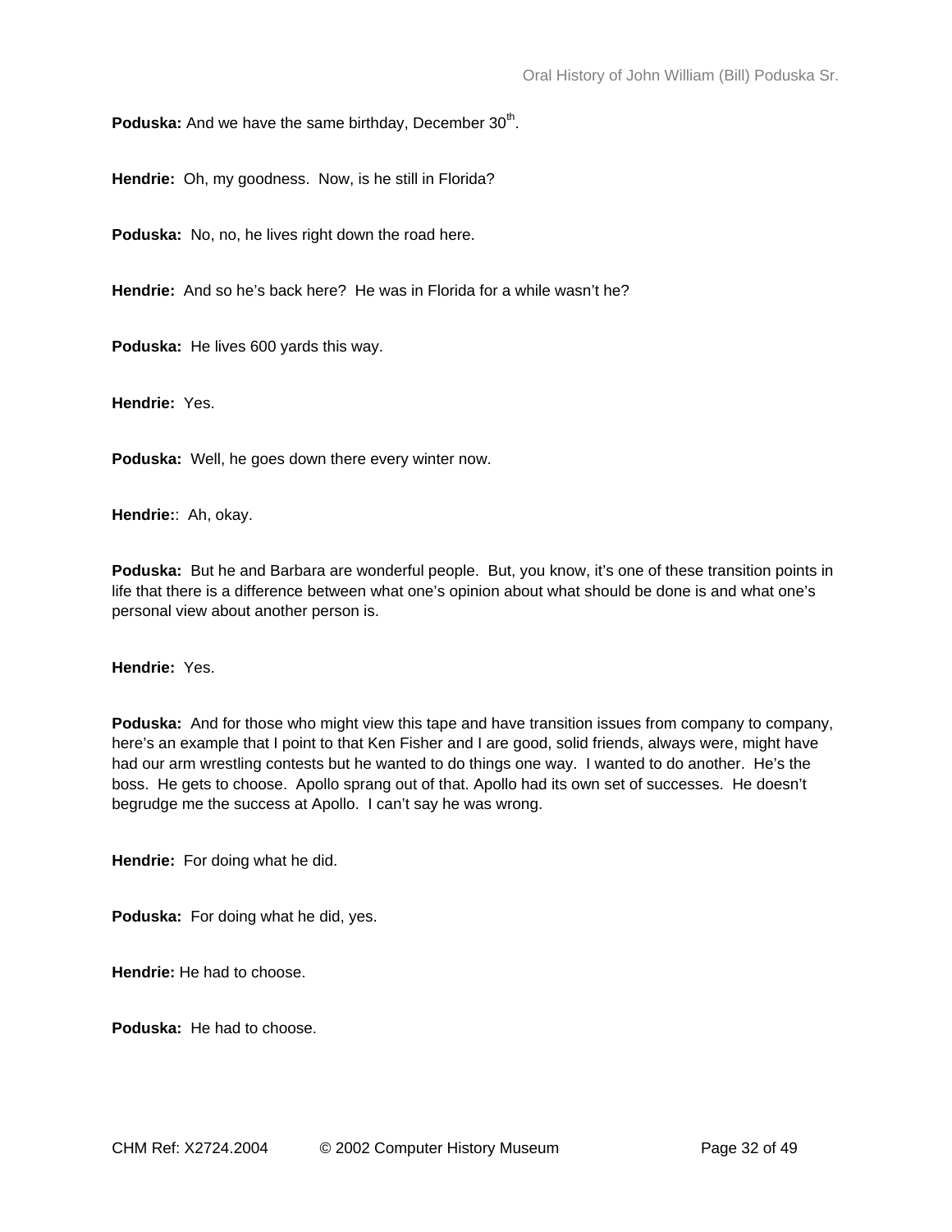**Poduska:** And we have the same birthday, December 30th.

**Hendrie:** Oh, my goodness. Now, is he still in Florida?

**Poduska:** No, no, he lives right down the road here.

**Hendrie:** And so he's back here? He was in Florida for a while wasn't he?

**Poduska:** He lives 600 yards this way.

**Hendrie:** Yes.

**Poduska:** Well, he goes down there every winter now.

**Hendrie:**: Ah, okay.

**Poduska:** But he and Barbara are wonderful people. But, you know, it's one of these transition points in life that there is a difference between what one's opinion about what should be done is and what one's personal view about another person is.

**Hendrie:** Yes.

**Poduska:** And for those who might view this tape and have transition issues from company to company, here's an example that I point to that Ken Fisher and I are good, solid friends, always were, might have had our arm wrestling contests but he wanted to do things one way. I wanted to do another. He's the boss. He gets to choose. Apollo sprang out of that. Apollo had its own set of successes. He doesn't begrudge me the success at Apollo. I can't say he was wrong.

**Hendrie:** For doing what he did.

**Poduska:** For doing what he did, yes.

**Hendrie:** He had to choose.

**Poduska:** He had to choose.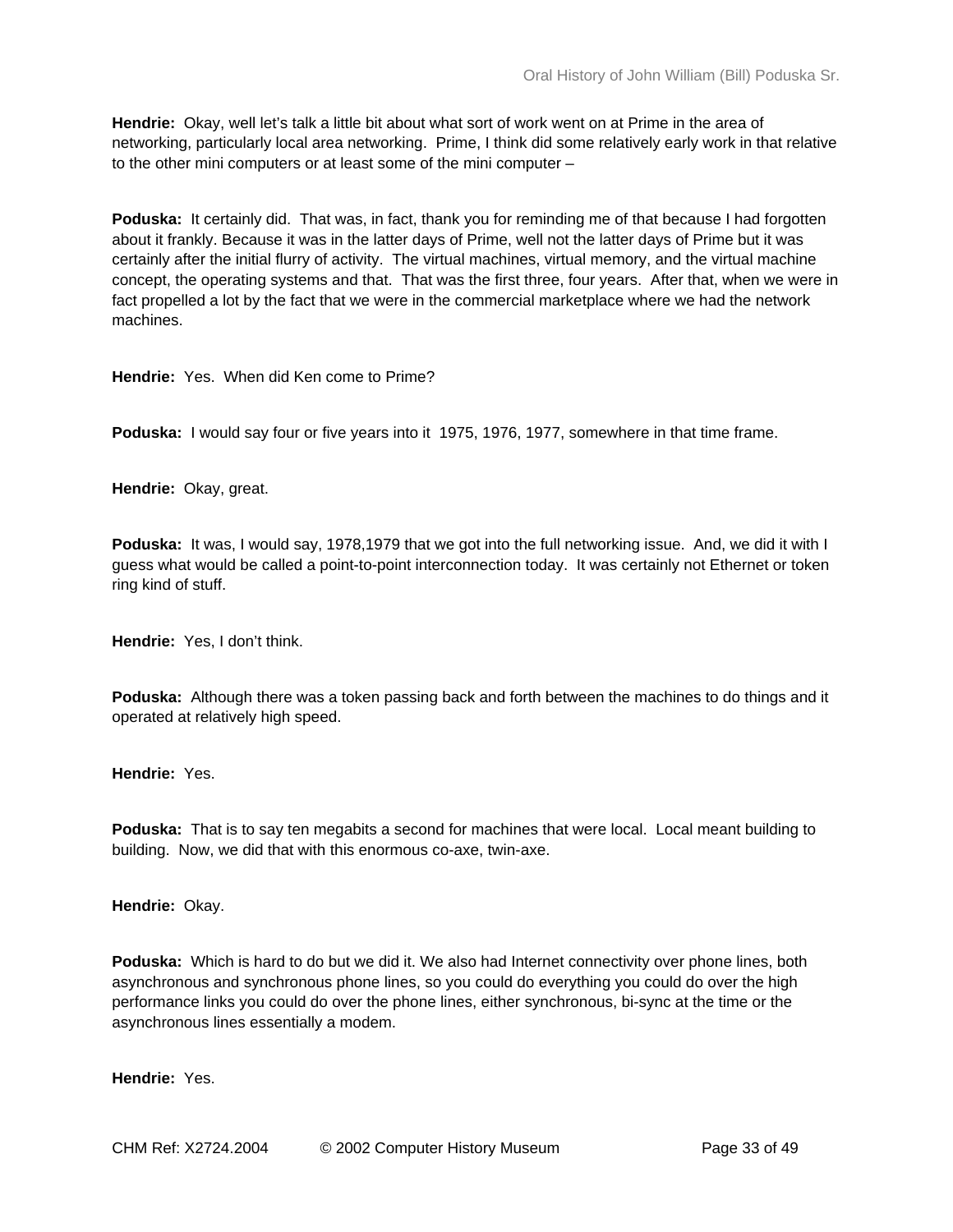**Hendrie:** Okay, well let's talk a little bit about what sort of work went on at Prime in the area of networking, particularly local area networking. Prime, I think did some relatively early work in that relative to the other mini computers or at least some of the mini computer –

**Poduska:** It certainly did. That was, in fact, thank you for reminding me of that because I had forgotten about it frankly. Because it was in the latter days of Prime, well not the latter days of Prime but it was certainly after the initial flurry of activity. The virtual machines, virtual memory, and the virtual machine concept, the operating systems and that. That was the first three, four years. After that, when we were in fact propelled a lot by the fact that we were in the commercial marketplace where we had the network machines.

**Hendrie:** Yes. When did Ken come to Prime?

**Poduska:** I would say four or five years into it 1975, 1976, 1977, somewhere in that time frame.

**Hendrie:** Okay, great.

**Poduska:** It was, I would say, 1978,1979 that we got into the full networking issue. And, we did it with I guess what would be called a point-to-point interconnection today. It was certainly not Ethernet or token ring kind of stuff.

**Hendrie:** Yes, I don't think.

**Poduska:** Although there was a token passing back and forth between the machines to do things and it operated at relatively high speed.

**Hendrie:** Yes.

**Poduska:** That is to say ten megabits a second for machines that were local. Local meant building to building. Now, we did that with this enormous co-axe, twin-axe.

**Hendrie:** Okay.

**Poduska:** Which is hard to do but we did it. We also had Internet connectivity over phone lines, both asynchronous and synchronous phone lines, so you could do everything you could do over the high performance links you could do over the phone lines, either synchronous, bi-sync at the time or the asynchronous lines essentially a modem.

**Hendrie:** Yes.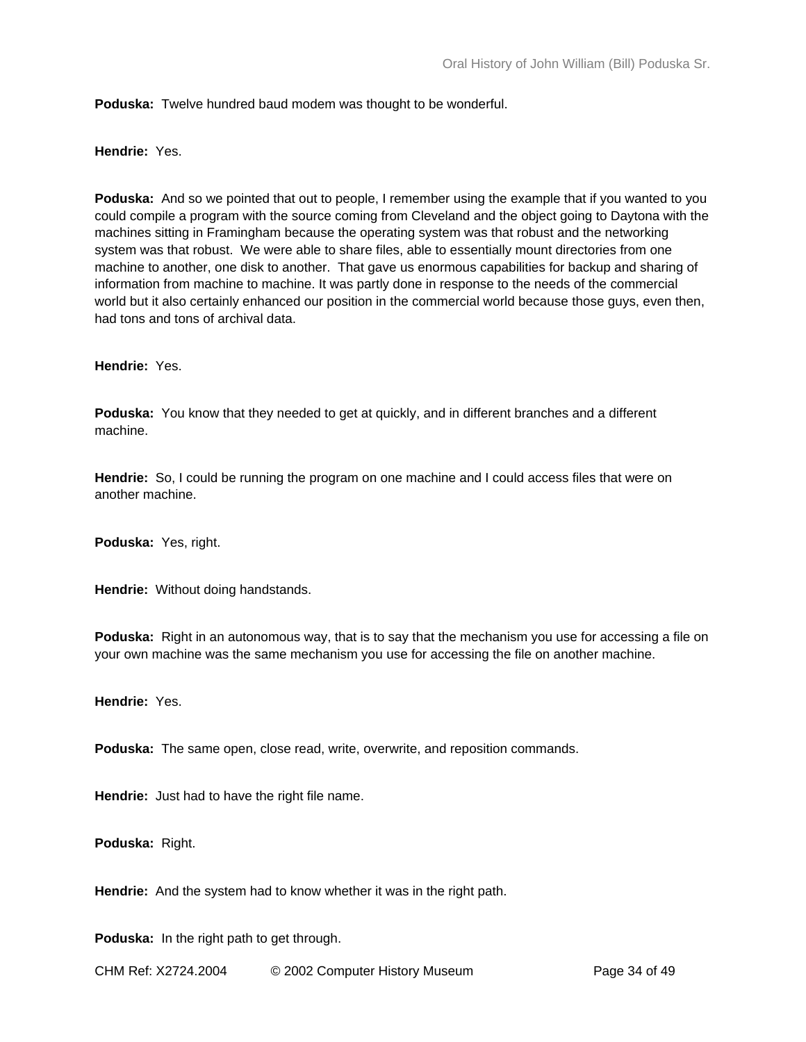**Poduska:** Twelve hundred baud modem was thought to be wonderful.

**Hendrie:** Yes.

**Poduska:** And so we pointed that out to people, I remember using the example that if you wanted to you could compile a program with the source coming from Cleveland and the object going to Daytona with the machines sitting in Framingham because the operating system was that robust and the networking system was that robust. We were able to share files, able to essentially mount directories from one machine to another, one disk to another. That gave us enormous capabilities for backup and sharing of information from machine to machine. It was partly done in response to the needs of the commercial world but it also certainly enhanced our position in the commercial world because those guys, even then, had tons and tons of archival data.

**Hendrie:** Yes.

**Poduska:** You know that they needed to get at quickly, and in different branches and a different machine.

**Hendrie:** So, I could be running the program on one machine and I could access files that were on another machine.

**Poduska:** Yes, right.

**Hendrie:** Without doing handstands.

**Poduska:** Right in an autonomous way, that is to say that the mechanism you use for accessing a file on your own machine was the same mechanism you use for accessing the file on another machine.

**Hendrie:** Yes.

**Poduska:** The same open, close read, write, overwrite, and reposition commands.

**Hendrie:** Just had to have the right file name.

**Poduska:** Right.

**Hendrie:** And the system had to know whether it was in the right path.

**Poduska:** In the right path to get through.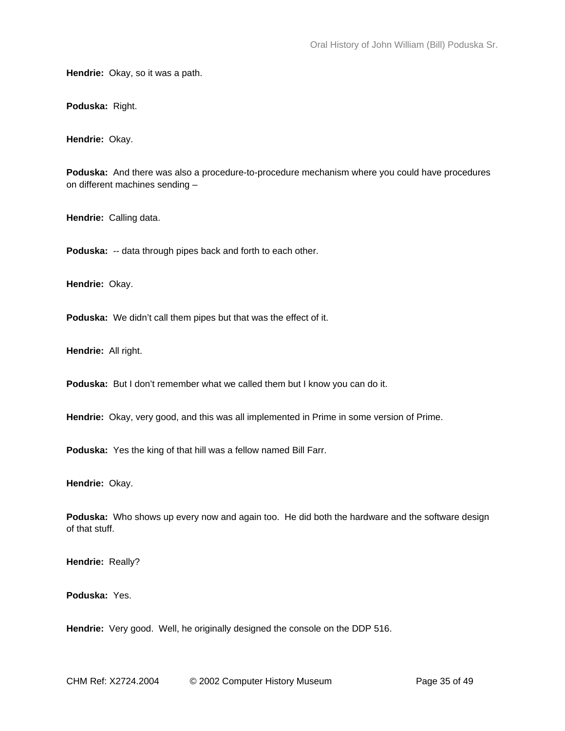**Hendrie:** Okay, so it was a path.

**Poduska:** Right.

**Hendrie:** Okay.

**Poduska:** And there was also a procedure-to-procedure mechanism where you could have procedures on different machines sending –

**Hendrie:** Calling data.

**Poduska:** -- data through pipes back and forth to each other.

**Hendrie:** Okay.

**Poduska:** We didn't call them pipes but that was the effect of it.

**Hendrie:** All right.

**Poduska:** But I don't remember what we called them but I know you can do it.

**Hendrie:** Okay, very good, and this was all implemented in Prime in some version of Prime.

**Poduska:** Yes the king of that hill was a fellow named Bill Farr.

**Hendrie:** Okay.

**Poduska:** Who shows up every now and again too. He did both the hardware and the software design of that stuff.

**Hendrie:** Really?

**Poduska:** Yes.

**Hendrie:** Very good. Well, he originally designed the console on the DDP 516.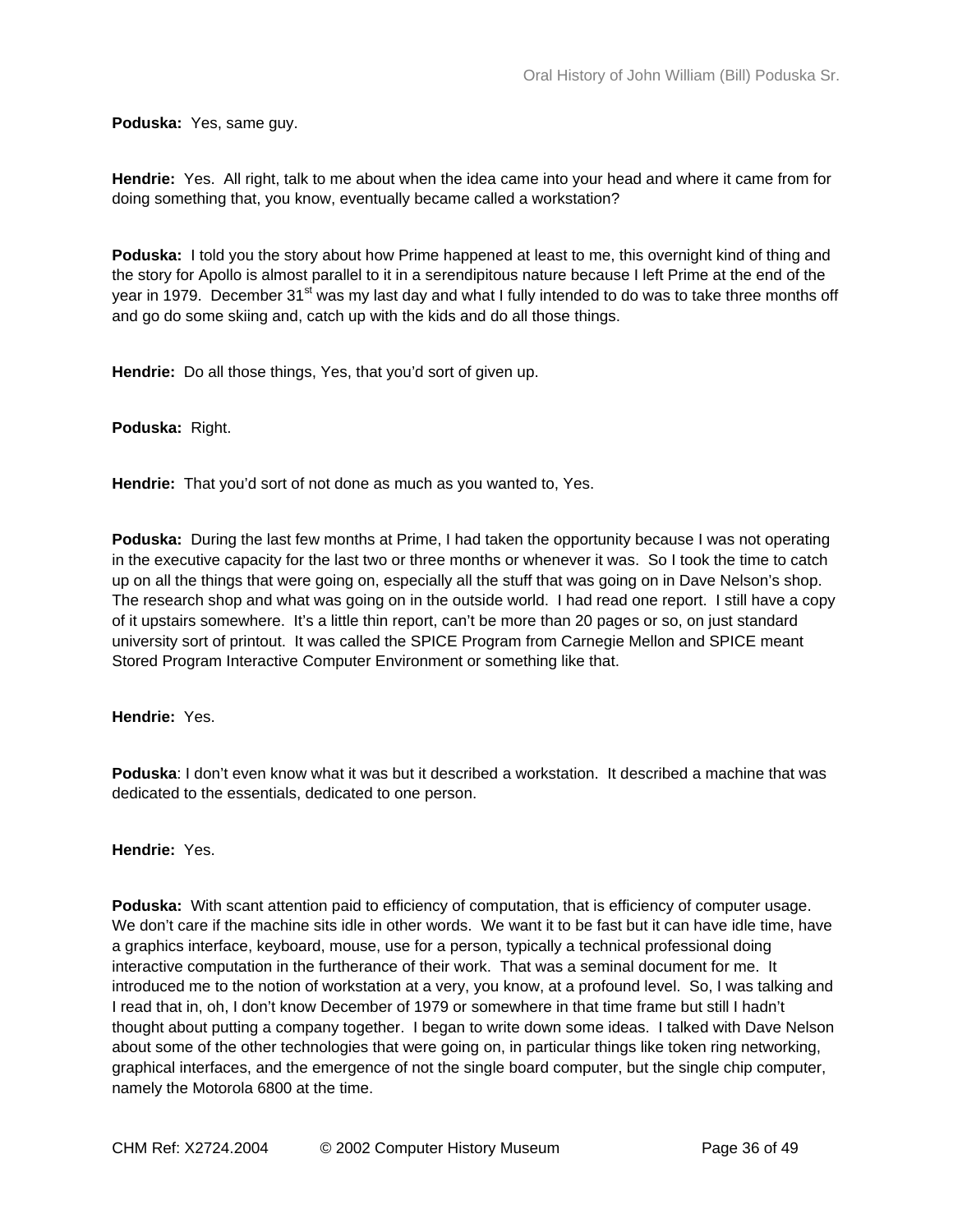**Poduska:** Yes, same guy.

**Hendrie:** Yes. All right, talk to me about when the idea came into your head and where it came from for doing something that, you know, eventually became called a workstation?

**Poduska:** I told you the story about how Prime happened at least to me, this overnight kind of thing and the story for Apollo is almost parallel to it in a serendipitous nature because I left Prime at the end of the year in 1979. December 31st was my last day and what I fully intended to do was to take three months off and go do some skiing and, catch up with the kids and do all those things.

**Hendrie:** Do all those things, Yes, that you'd sort of given up.

**Poduska:** Right.

**Hendrie:** That you'd sort of not done as much as you wanted to, Yes.

**Poduska:** During the last few months at Prime, I had taken the opportunity because I was not operating in the executive capacity for the last two or three months or whenever it was. So I took the time to catch up on all the things that were going on, especially all the stuff that was going on in Dave Nelson's shop. The research shop and what was going on in the outside world. I had read one report. I still have a copy of it upstairs somewhere. It's a little thin report, can't be more than 20 pages or so, on just standard university sort of printout. It was called the SPICE Program from Carnegie Mellon and SPICE meant Stored Program Interactive Computer Environment or something like that.

**Hendrie:** Yes.

**Poduska**: I don't even know what it was but it described a workstation. It described a machine that was dedicated to the essentials, dedicated to one person.

**Hendrie:** Yes.

**Poduska:** With scant attention paid to efficiency of computation, that is efficiency of computer usage. We don't care if the machine sits idle in other words. We want it to be fast but it can have idle time, have a graphics interface, keyboard, mouse, use for a person, typically a technical professional doing interactive computation in the furtherance of their work. That was a seminal document for me. It introduced me to the notion of workstation at a very, you know, at a profound level. So, I was talking and I read that in, oh, I don't know December of 1979 or somewhere in that time frame but still I hadn't thought about putting a company together. I began to write down some ideas. I talked with Dave Nelson about some of the other technologies that were going on, in particular things like token ring networking, graphical interfaces, and the emergence of not the single board computer, but the single chip computer, namely the Motorola 6800 at the time.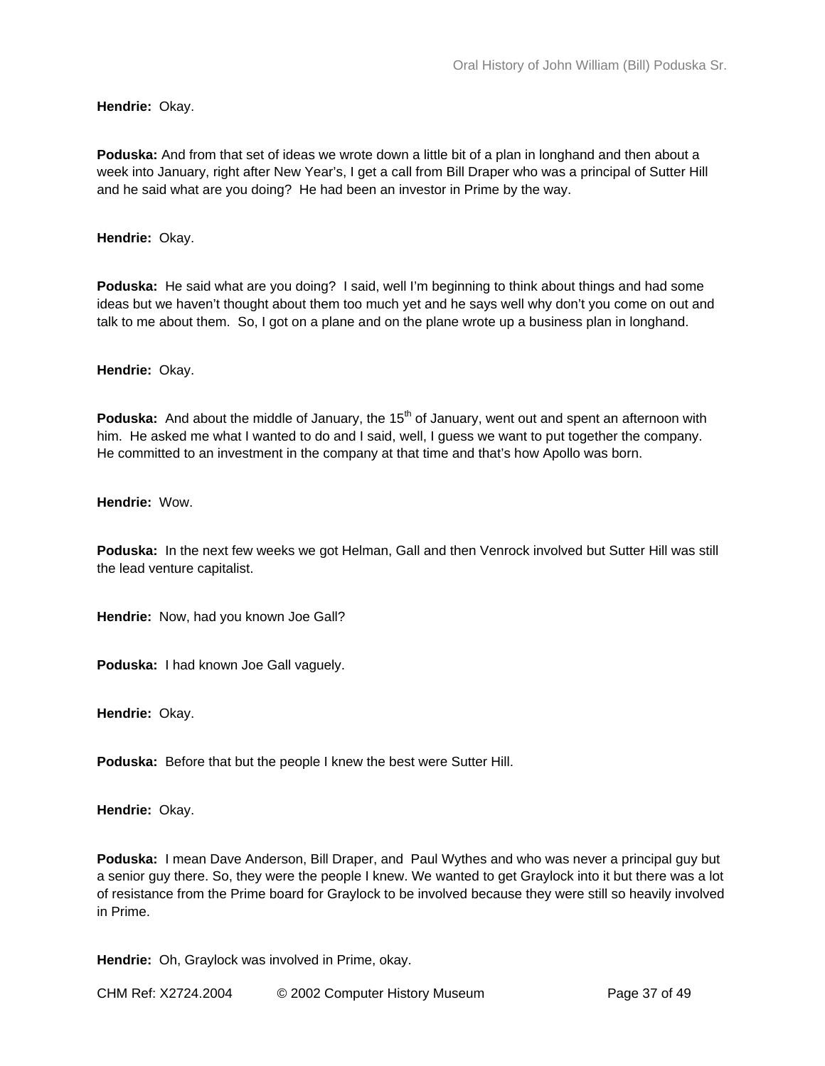**Hendrie:** Okay.

**Poduska:** And from that set of ideas we wrote down a little bit of a plan in longhand and then about a week into January, right after New Year's, I get a call from Bill Draper who was a principal of Sutter Hill and he said what are you doing? He had been an investor in Prime by the way.

**Hendrie:** Okay.

**Poduska:** He said what are you doing? I said, well I'm beginning to think about things and had some ideas but we haven't thought about them too much yet and he says well why don't you come on out and talk to me about them. So, I got on a plane and on the plane wrote up a business plan in longhand.

**Hendrie:** Okay.

**Poduska:** And about the middle of January, the 15th of January, went out and spent an afternoon with him. He asked me what I wanted to do and I said, well, I guess we want to put together the company. He committed to an investment in the company at that time and that's how Apollo was born.

**Hendrie:** Wow.

**Poduska:** In the next few weeks we got Helman, Gall and then Venrock involved but Sutter Hill was still the lead venture capitalist.

**Hendrie:** Now, had you known Joe Gall?

**Poduska:** I had known Joe Gall vaguely.

**Hendrie:** Okay.

**Poduska:** Before that but the people I knew the best were Sutter Hill.

**Hendrie:** Okay.

**Poduska:** I mean Dave Anderson, Bill Draper, and Paul Wythes and who was never a principal guy but a senior guy there. So, they were the people I knew. We wanted to get Graylock into it but there was a lot of resistance from the Prime board for Graylock to be involved because they were still so heavily involved in Prime.

**Hendrie:** Oh, Graylock was involved in Prime, okay.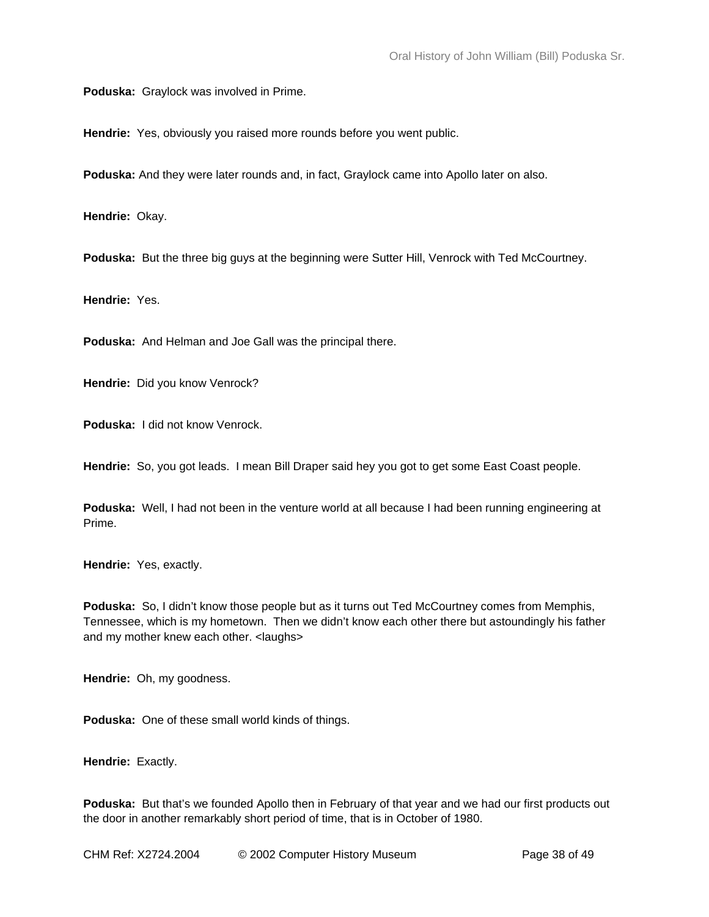**Poduska:** Graylock was involved in Prime.

**Hendrie:** Yes, obviously you raised more rounds before you went public.

**Poduska:** And they were later rounds and, in fact, Graylock came into Apollo later on also.

**Hendrie:** Okay.

**Poduska:** But the three big guys at the beginning were Sutter Hill, Venrock with Ted McCourtney.

**Hendrie:** Yes.

**Poduska:** And Helman and Joe Gall was the principal there.

**Hendrie:** Did you know Venrock?

**Poduska:** I did not know Venrock.

**Hendrie:** So, you got leads. I mean Bill Draper said hey you got to get some East Coast people.

**Poduska:** Well, I had not been in the venture world at all because I had been running engineering at Prime.

**Hendrie:** Yes, exactly.

**Poduska:** So, I didn't know those people but as it turns out Ted McCourtney comes from Memphis, Tennessee, which is my hometown. Then we didn't know each other there but astoundingly his father and my mother knew each other. <laughs>

**Hendrie:** Oh, my goodness.

**Poduska:** One of these small world kinds of things.

**Hendrie:** Exactly.

**Poduska:** But that's we founded Apollo then in February of that year and we had our first products out the door in another remarkably short period of time, that is in October of 1980.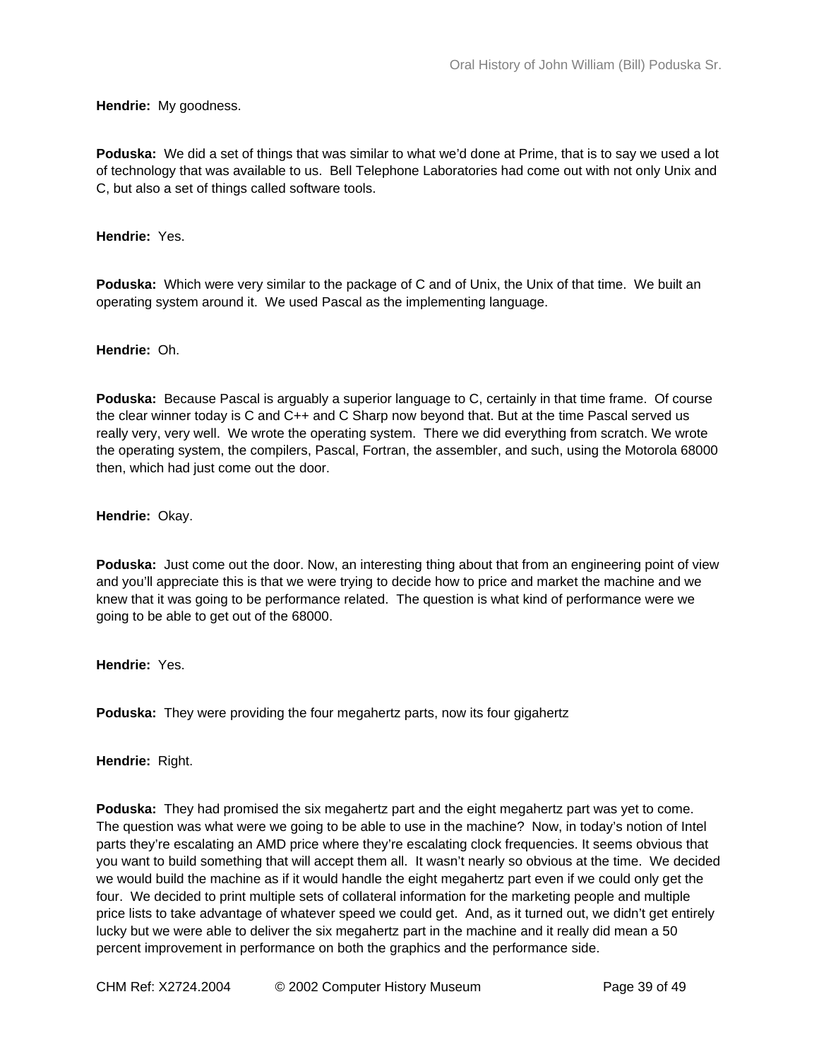**Hendrie:** My goodness.

**Poduska:** We did a set of things that was similar to what we'd done at Prime, that is to say we used a lot of technology that was available to us. Bell Telephone Laboratories had come out with not only Unix and C, but also a set of things called software tools.

**Hendrie:** Yes.

**Poduska:** Which were very similar to the package of C and of Unix, the Unix of that time. We built an operating system around it. We used Pascal as the implementing language.

**Hendrie:** Oh.

**Poduska:** Because Pascal is arguably a superior language to C, certainly in that time frame. Of course the clear winner today is C and C++ and C Sharp now beyond that. But at the time Pascal served us really very, very well. We wrote the operating system. There we did everything from scratch. We wrote the operating system, the compilers, Pascal, Fortran, the assembler, and such, using the Motorola 68000 then, which had just come out the door.

**Hendrie:** Okay.

**Poduska:** Just come out the door. Now, an interesting thing about that from an engineering point of view and you'll appreciate this is that we were trying to decide how to price and market the machine and we knew that it was going to be performance related. The question is what kind of performance were we going to be able to get out of the 68000.

**Hendrie:** Yes.

**Poduska:** They were providing the four megahertz parts, now its four gigahertz

**Hendrie:** Right.

**Poduska:** They had promised the six megahertz part and the eight megahertz part was yet to come. The question was what were we going to be able to use in the machine? Now, in today's notion of Intel parts they're escalating an AMD price where they're escalating clock frequencies. It seems obvious that you want to build something that will accept them all. It wasn't nearly so obvious at the time. We decided we would build the machine as if it would handle the eight megahertz part even if we could only get the four. We decided to print multiple sets of collateral information for the marketing people and multiple price lists to take advantage of whatever speed we could get. And, as it turned out, we didn't get entirely lucky but we were able to deliver the six megahertz part in the machine and it really did mean a 50 percent improvement in performance on both the graphics and the performance side.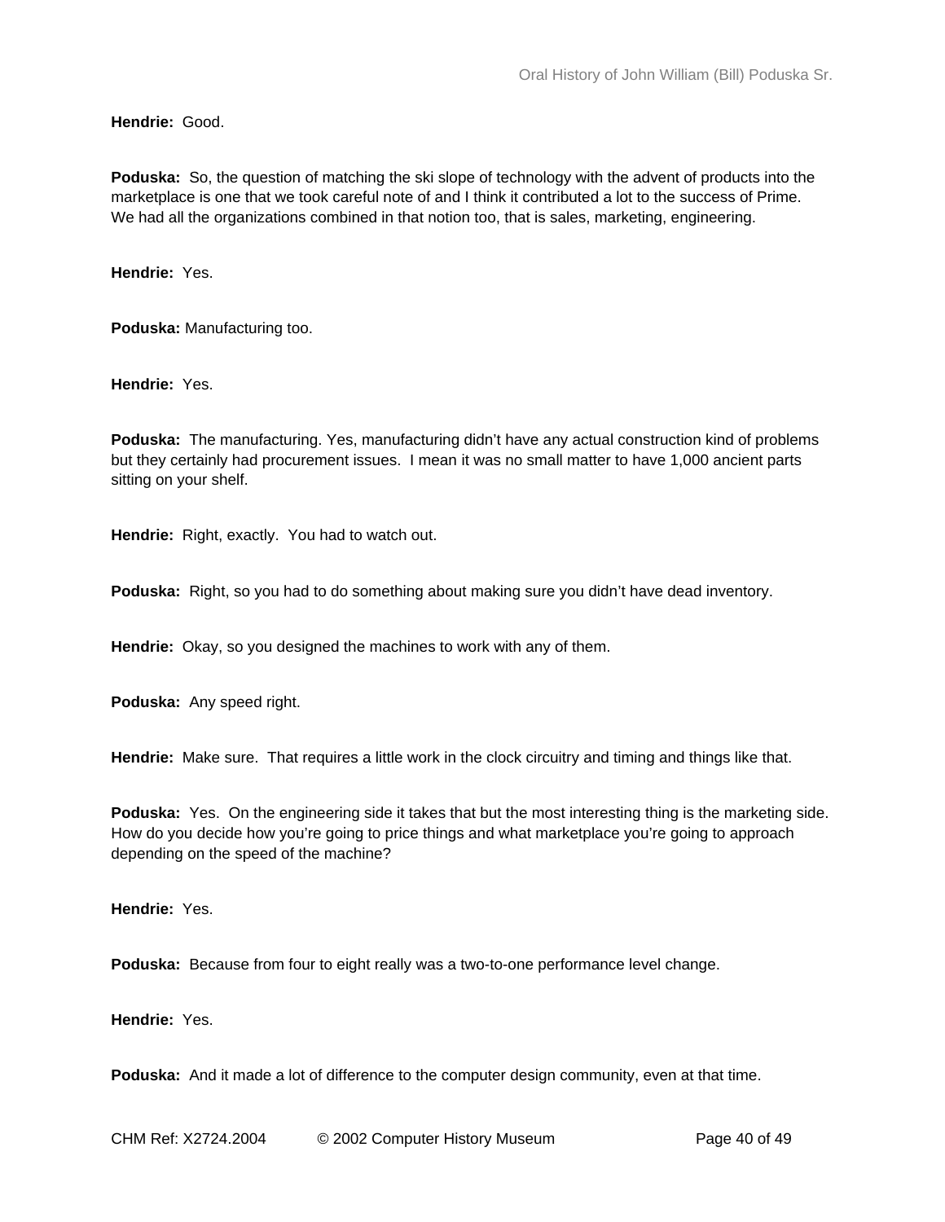**Hendrie:** Good.

**Poduska:** So, the question of matching the ski slope of technology with the advent of products into the marketplace is one that we took careful note of and I think it contributed a lot to the success of Prime. We had all the organizations combined in that notion too, that is sales, marketing, engineering.

**Hendrie:** Yes.

**Poduska:** Manufacturing too.

**Hendrie:** Yes.

**Poduska:** The manufacturing. Yes, manufacturing didn't have any actual construction kind of problems but they certainly had procurement issues. I mean it was no small matter to have 1,000 ancient parts sitting on your shelf.

**Hendrie:** Right, exactly. You had to watch out.

**Poduska:** Right, so you had to do something about making sure you didn't have dead inventory.

**Hendrie:** Okay, so you designed the machines to work with any of them.

**Poduska:** Any speed right.

**Hendrie:** Make sure. That requires a little work in the clock circuitry and timing and things like that.

**Poduska:** Yes. On the engineering side it takes that but the most interesting thing is the marketing side. How do you decide how you're going to price things and what marketplace you're going to approach depending on the speed of the machine?

**Hendrie:** Yes.

**Poduska:** Because from four to eight really was a two-to-one performance level change.

**Hendrie:** Yes.

**Poduska:** And it made a lot of difference to the computer design community, even at that time.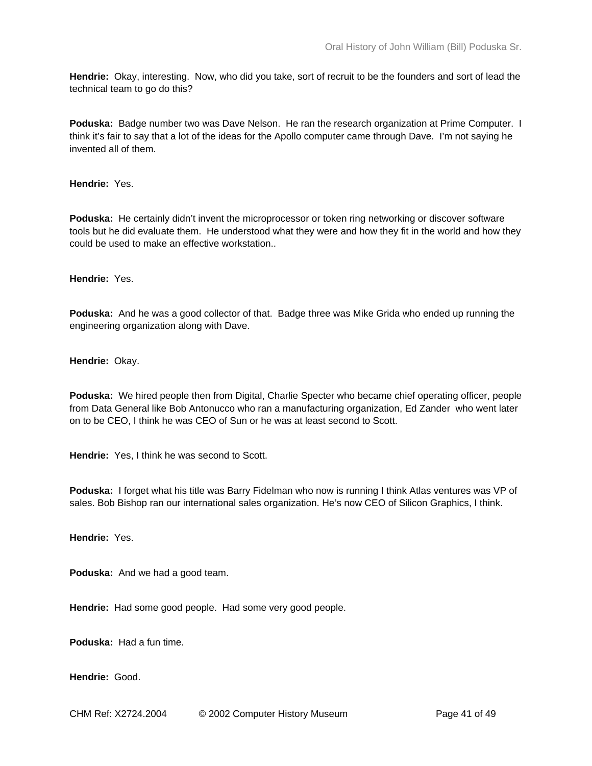**Hendrie:** Okay, interesting. Now, who did you take, sort of recruit to be the founders and sort of lead the technical team to go do this?

**Poduska:** Badge number two was Dave Nelson. He ran the research organization at Prime Computer. I think it's fair to say that a lot of the ideas for the Apollo computer came through Dave. I'm not saying he invented all of them.

**Hendrie:** Yes.

**Poduska:** He certainly didn't invent the microprocessor or token ring networking or discover software tools but he did evaluate them. He understood what they were and how they fit in the world and how they could be used to make an effective workstation..

**Hendrie:** Yes.

**Poduska:** And he was a good collector of that. Badge three was Mike Grida who ended up running the engineering organization along with Dave.

**Hendrie:** Okay.

**Poduska:** We hired people then from Digital, Charlie Specter who became chief operating officer, people from Data General like Bob Antonucco who ran a manufacturing organization, Ed Zander who went later on to be CEO, I think he was CEO of Sun or he was at least second to Scott.

**Hendrie:** Yes, I think he was second to Scott.

**Poduska:** I forget what his title was Barry Fidelman who now is running I think Atlas ventures was VP of sales. Bob Bishop ran our international sales organization. He's now CEO of Silicon Graphics, I think.

**Hendrie:** Yes.

**Poduska:** And we had a good team.

**Hendrie:** Had some good people. Had some very good people.

**Poduska:** Had a fun time.

**Hendrie:** Good.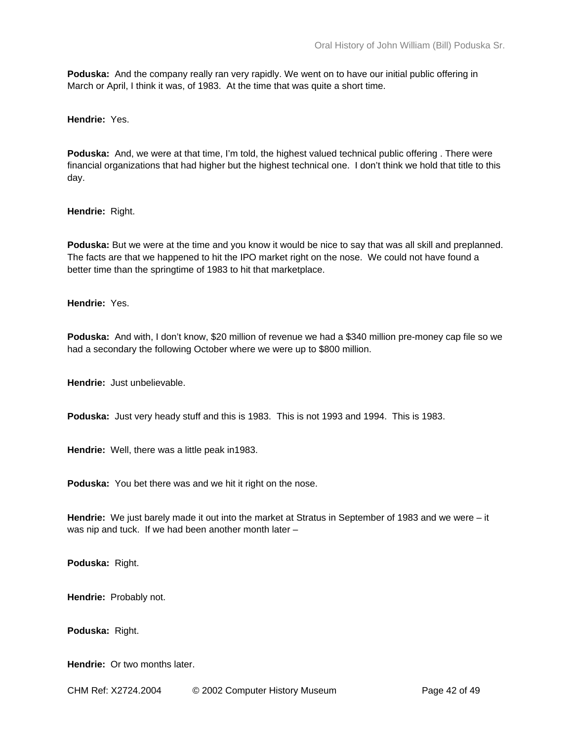**Poduska:** And the company really ran very rapidly. We went on to have our initial public offering in March or April, I think it was, of 1983. At the time that was quite a short time.

**Hendrie:** Yes.

**Poduska:** And, we were at that time, I'm told, the highest valued technical public offering . There were financial organizations that had higher but the highest technical one. I don't think we hold that title to this day.

**Hendrie:** Right.

**Poduska:** But we were at the time and you know it would be nice to say that was all skill and preplanned. The facts are that we happened to hit the IPO market right on the nose. We could not have found a better time than the springtime of 1983 to hit that marketplace.

**Hendrie:** Yes.

**Poduska:** And with, I don't know, $20 million of revenue we had a $340 million pre-money cap file so we had a secondary the following October where we were up to $800 million.

**Hendrie:** Just unbelievable.

**Poduska:** Just very heady stuff and this is 1983. This is not 1993 and 1994. This is 1983.

**Hendrie:** Well, there was a little peak in1983.

**Poduska:** You bet there was and we hit it right on the nose.

**Hendrie:** We just barely made it out into the market at Stratus in September of 1983 and we were – it was nip and tuck. If we had been another month later –

**Poduska:** Right.

**Hendrie:** Probably not.

**Poduska:** Right.

**Hendrie:** Or two months later.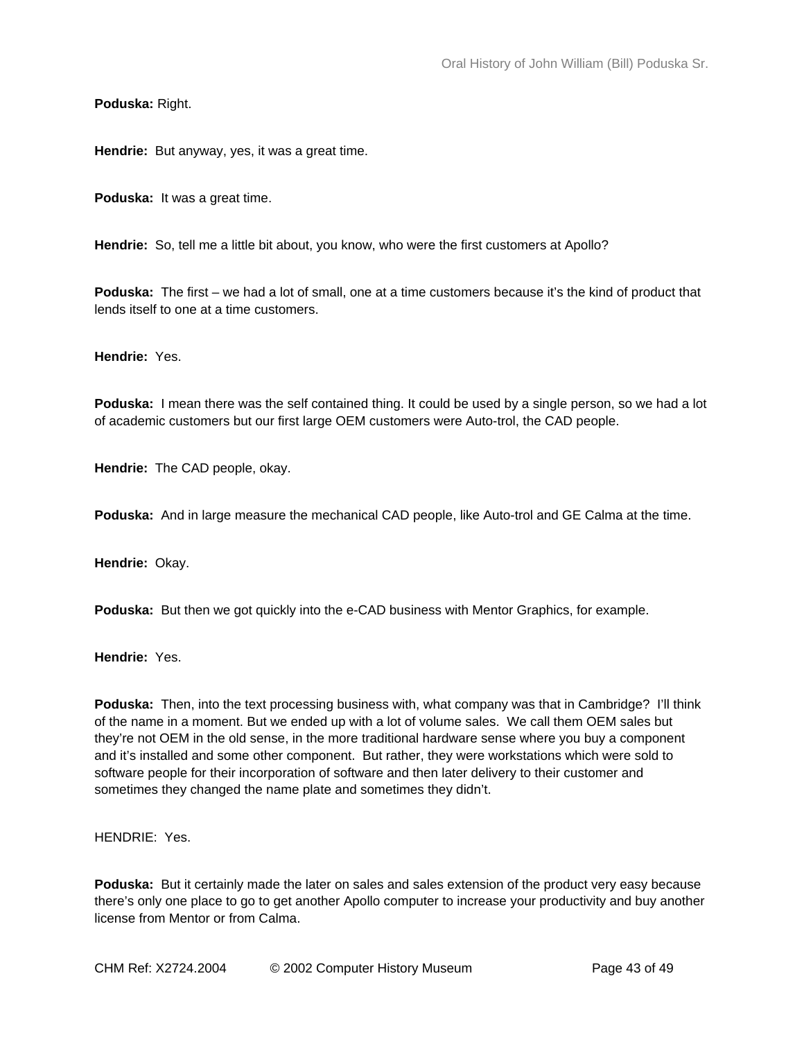**Poduska:** Right.

**Hendrie:** But anyway, yes, it was a great time.

**Poduska:** It was a great time.

**Hendrie:** So, tell me a little bit about, you know, who were the first customers at Apollo?

**Poduska:** The first – we had a lot of small, one at a time customers because it's the kind of product that lends itself to one at a time customers.

**Hendrie:** Yes.

**Poduska:** I mean there was the self contained thing. It could be used by a single person, so we had a lot of academic customers but our first large OEM customers were Auto-trol, the CAD people.

**Hendrie:** The CAD people, okay.

**Poduska:** And in large measure the mechanical CAD people, like Auto-trol and GE Calma at the time.

**Hendrie:** Okay.

**Poduska:** But then we got quickly into the e-CAD business with Mentor Graphics, for example.

**Hendrie:** Yes.

**Poduska:** Then, into the text processing business with, what company was that in Cambridge? I'll think of the name in a moment. But we ended up with a lot of volume sales. We call them OEM sales but they're not OEM in the old sense, in the more traditional hardware sense where you buy a component and it's installed and some other component. But rather, they were workstations which were sold to software people for their incorporation of software and then later delivery to their customer and sometimes they changed the name plate and sometimes they didn't.

HENDRIE: Yes.

**Poduska:** But it certainly made the later on sales and sales extension of the product very easy because there's only one place to go to get another Apollo computer to increase your productivity and buy another license from Mentor or from Calma.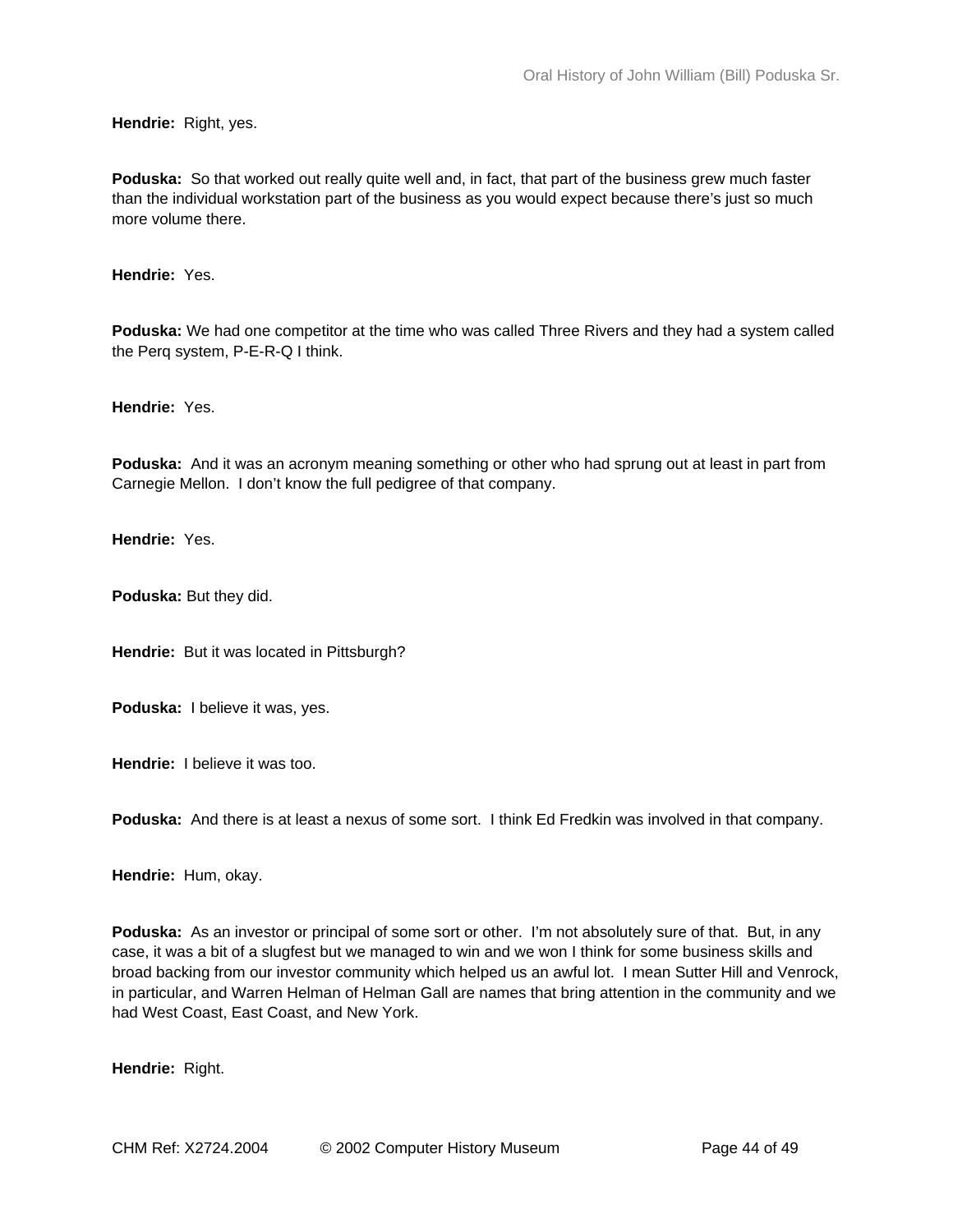**Hendrie:** Right, yes.

**Poduska:** So that worked out really quite well and, in fact, that part of the business grew much faster than the individual workstation part of the business as you would expect because there's just so much more volume there.

**Hendrie:** Yes.

**Poduska:** We had one competitor at the time who was called Three Rivers and they had a system called the Perq system, P-E-R-Q I think.

**Hendrie:** Yes.

**Poduska:** And it was an acronym meaning something or other who had sprung out at least in part from Carnegie Mellon. I don't know the full pedigree of that company.

**Hendrie:** Yes.

**Poduska:** But they did.

**Hendrie:** But it was located in Pittsburgh?

**Poduska:** I believe it was, yes.

**Hendrie:** I believe it was too.

**Poduska:** And there is at least a nexus of some sort. I think Ed Fredkin was involved in that company.

**Hendrie:** Hum, okay.

**Poduska:** As an investor or principal of some sort or other. I'm not absolutely sure of that. But, in any case, it was a bit of a slugfest but we managed to win and we won I think for some business skills and broad backing from our investor community which helped us an awful lot. I mean Sutter Hill and Venrock, in particular, and Warren Helman of Helman Gall are names that bring attention in the community and we had West Coast, East Coast, and New York.

**Hendrie:** Right.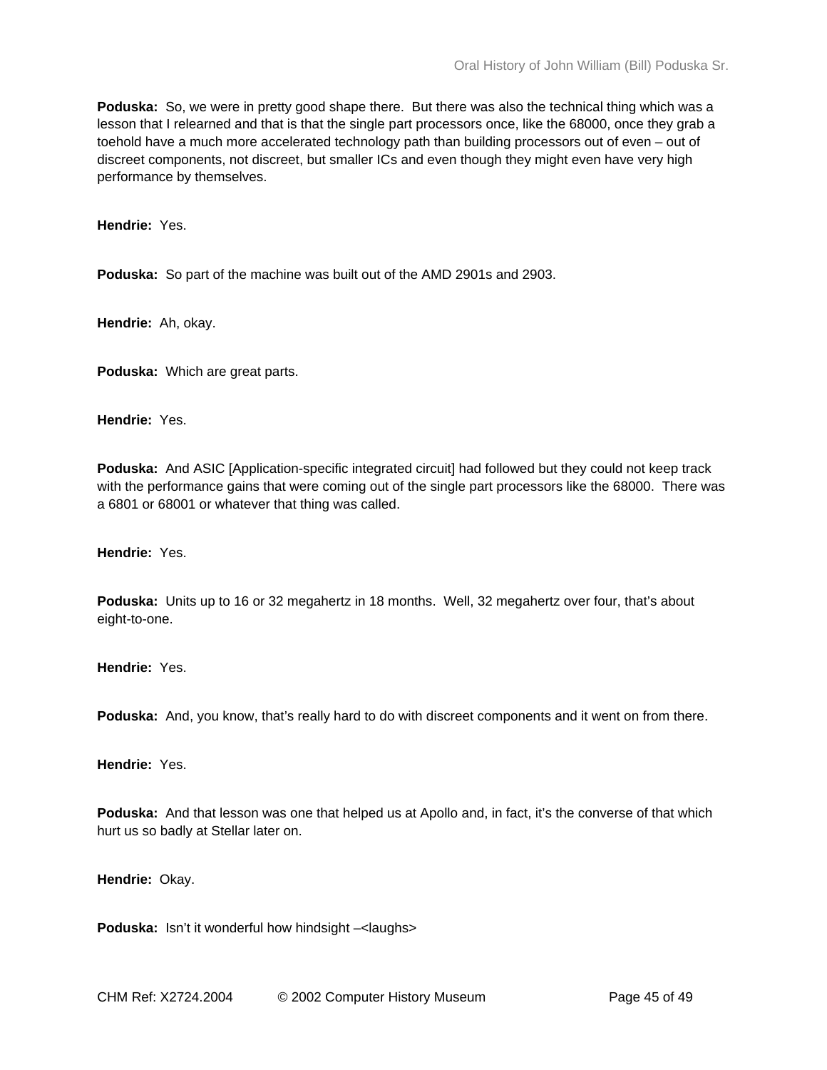**Poduska:** So, we were in pretty good shape there. But there was also the technical thing which was a lesson that I relearned and that is that the single part processors once, like the 68000, once they grab a toehold have a much more accelerated technology path than building processors out of even – out of discreet components, not discreet, but smaller ICs and even though they might even have very high performance by themselves.

**Hendrie:** Yes.

**Poduska:** So part of the machine was built out of the AMD 2901s and 2903.

**Hendrie:** Ah, okay.

**Poduska:** Which are great parts.

**Hendrie:** Yes.

**Poduska:** And ASIC [Application-specific integrated circuit] had followed but they could not keep track with the performance gains that were coming out of the single part processors like the 68000. There was a 6801 or 68001 or whatever that thing was called.

**Hendrie:** Yes.

**Poduska:** Units up to 16 or 32 megahertz in 18 months. Well, 32 megahertz over four, that's about eight-to-one.

**Hendrie:** Yes.

**Poduska:** And, you know, that's really hard to do with discreet components and it went on from there.

**Hendrie:** Yes.

**Poduska:** And that lesson was one that helped us at Apollo and, in fact, it's the converse of that which hurt us so badly at Stellar later on.

**Hendrie:** Okay.

**Poduska:** Isn't it wonderful how hindsight –<laughs>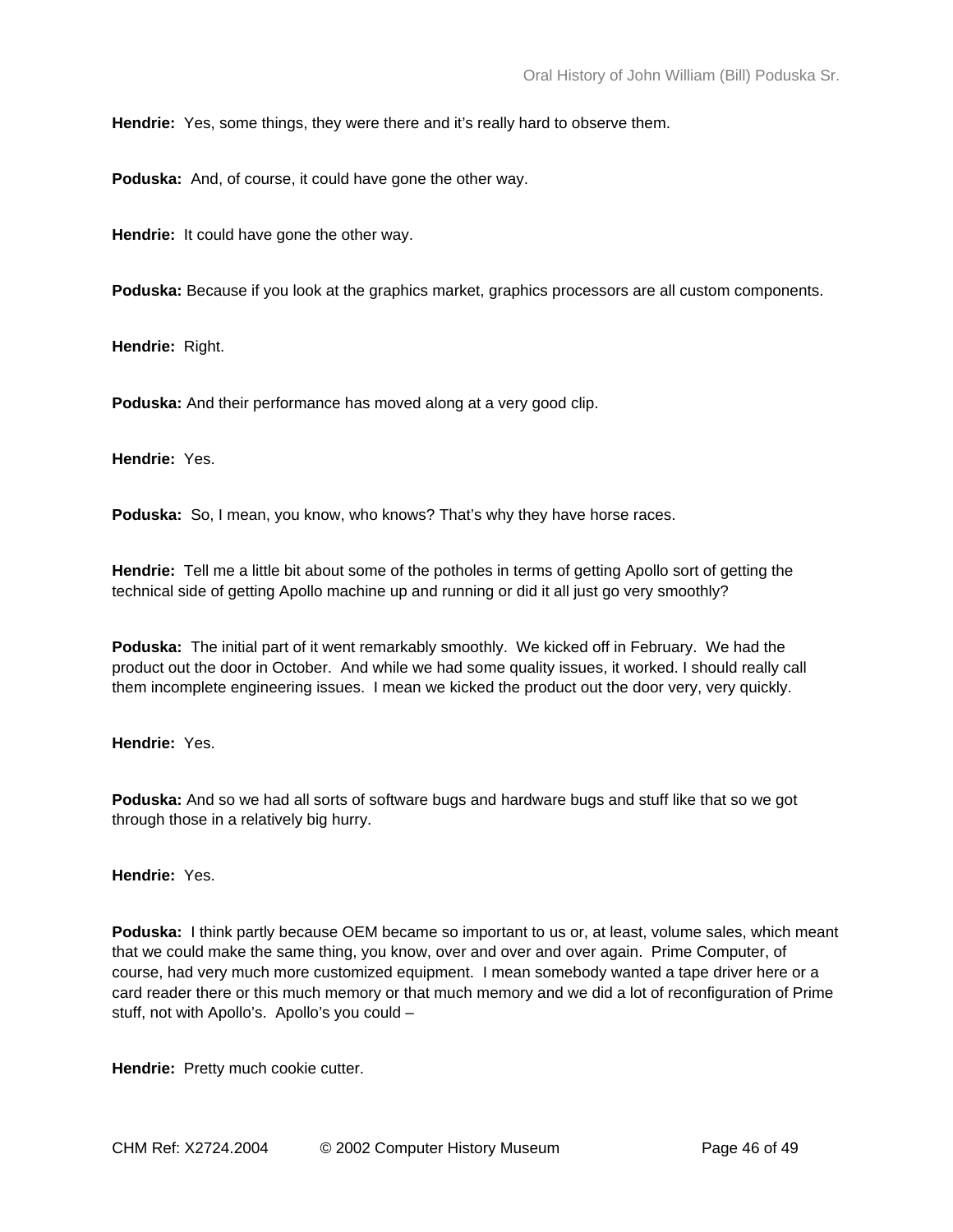**Hendrie:** Yes, some things, they were there and it's really hard to observe them.

**Poduska:** And, of course, it could have gone the other way.

**Hendrie:** It could have gone the other way.

**Poduska:** Because if you look at the graphics market, graphics processors are all custom components.

**Hendrie:** Right.

**Poduska:** And their performance has moved along at a very good clip.

**Hendrie:** Yes.

**Poduska:** So, I mean, you know, who knows? That's why they have horse races.

**Hendrie:** Tell me a little bit about some of the potholes in terms of getting Apollo sort of getting the technical side of getting Apollo machine up and running or did it all just go very smoothly?

**Poduska:** The initial part of it went remarkably smoothly. We kicked off in February. We had the product out the door in October. And while we had some quality issues, it worked. I should really call them incomplete engineering issues. I mean we kicked the product out the door very, very quickly.

**Hendrie:** Yes.

**Poduska:** And so we had all sorts of software bugs and hardware bugs and stuff like that so we got through those in a relatively big hurry.

**Hendrie:** Yes.

**Poduska:** I think partly because OEM became so important to us or, at least, volume sales, which meant that we could make the same thing, you know, over and over and over again. Prime Computer, of course, had very much more customized equipment. I mean somebody wanted a tape driver here or a card reader there or this much memory or that much memory and we did a lot of reconfiguration of Prime stuff, not with Apollo's. Apollo's you could –

**Hendrie:** Pretty much cookie cutter.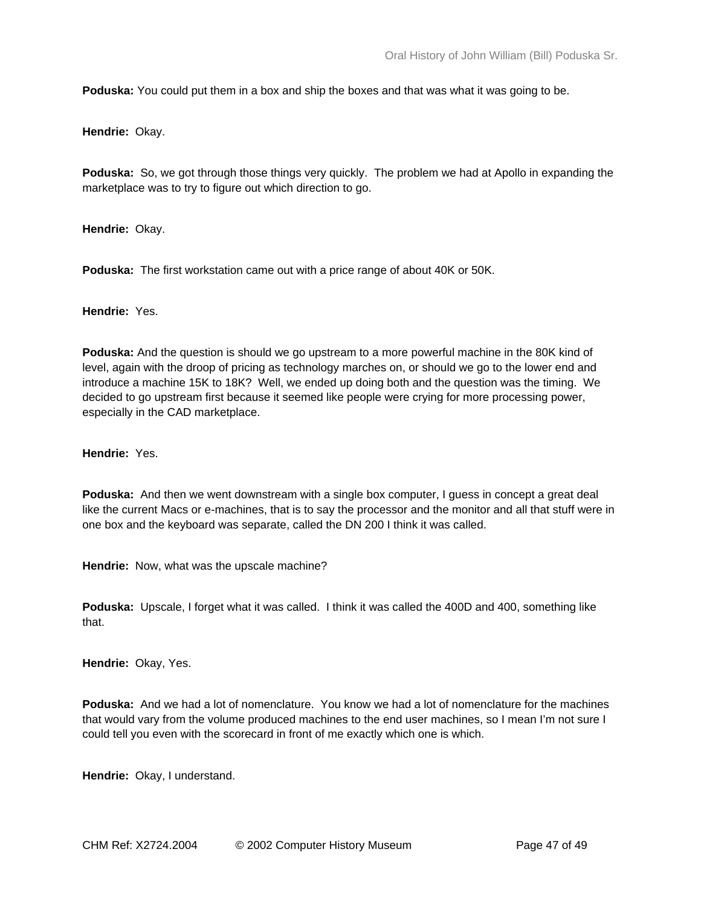**Poduska:** You could put them in a box and ship the boxes and that was what it was going to be.

**Hendrie:** Okay.

**Poduska:** So, we got through those things very quickly. The problem we had at Apollo in expanding the marketplace was to try to figure out which direction to go.

**Hendrie:** Okay.

**Poduska:** The first workstation came out with a price range of about 40K or 50K.

**Hendrie:** Yes.

**Poduska:** And the question is should we go upstream to a more powerful machine in the 80K kind of level, again with the droop of pricing as technology marches on, or should we go to the lower end and introduce a machine 15K to 18K? Well, we ended up doing both and the question was the timing. We decided to go upstream first because it seemed like people were crying for more processing power, especially in the CAD marketplace.

**Hendrie:** Yes.

**Poduska:** And then we went downstream with a single box computer, I guess in concept a great deal like the current Macs or e-machines, that is to say the processor and the monitor and all that stuff were in one box and the keyboard was separate, called the DN 200 I think it was called.

**Hendrie:** Now, what was the upscale machine?

**Poduska:** Upscale, I forget what it was called. I think it was called the 400D and 400, something like that.

**Hendrie:** Okay, Yes.

**Poduska:** And we had a lot of nomenclature. You know we had a lot of nomenclature for the machines that would vary from the volume produced machines to the end user machines, so I mean I'm not sure I could tell you even with the scorecard in front of me exactly which one is which.

**Hendrie:** Okay, I understand.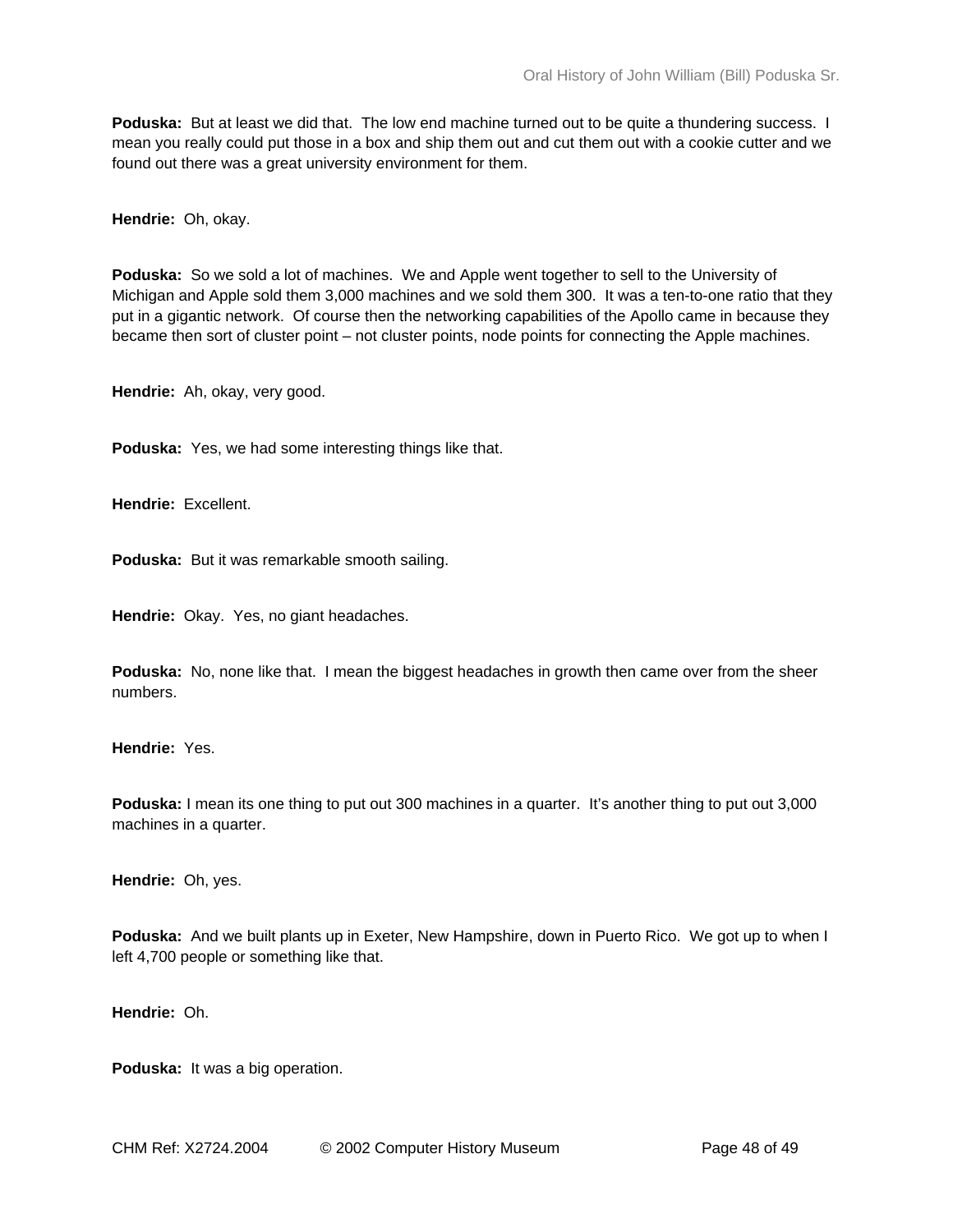**Poduska:** But at least we did that. The low end machine turned out to be quite a thundering success. I mean you really could put those in a box and ship them out and cut them out with a cookie cutter and we found out there was a great university environment for them.

**Hendrie:** Oh, okay.

**Poduska:** So we sold a lot of machines. We and Apple went together to sell to the University of Michigan and Apple sold them 3,000 machines and we sold them 300. It was a ten-to-one ratio that they put in a gigantic network. Of course then the networking capabilities of the Apollo came in because they became then sort of cluster point – not cluster points, node points for connecting the Apple machines.

**Hendrie:** Ah, okay, very good.

**Poduska:** Yes, we had some interesting things like that.

**Hendrie:** Excellent.

**Poduska:** But it was remarkable smooth sailing.

**Hendrie:** Okay. Yes, no giant headaches.

**Poduska:** No, none like that. I mean the biggest headaches in growth then came over from the sheer numbers.

**Hendrie:** Yes.

**Poduska:** I mean its one thing to put out 300 machines in a quarter. It's another thing to put out 3,000 machines in a quarter.

**Hendrie:** Oh, yes.

**Poduska:** And we built plants up in Exeter, New Hampshire, down in Puerto Rico. We got up to when I left 4,700 people or something like that.

**Hendrie:** Oh.

**Poduska:** It was a big operation.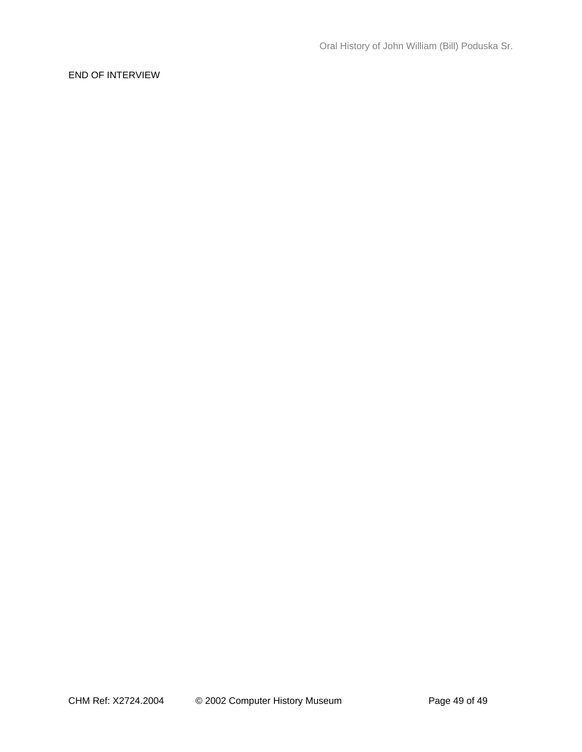END OF INTERVIEW